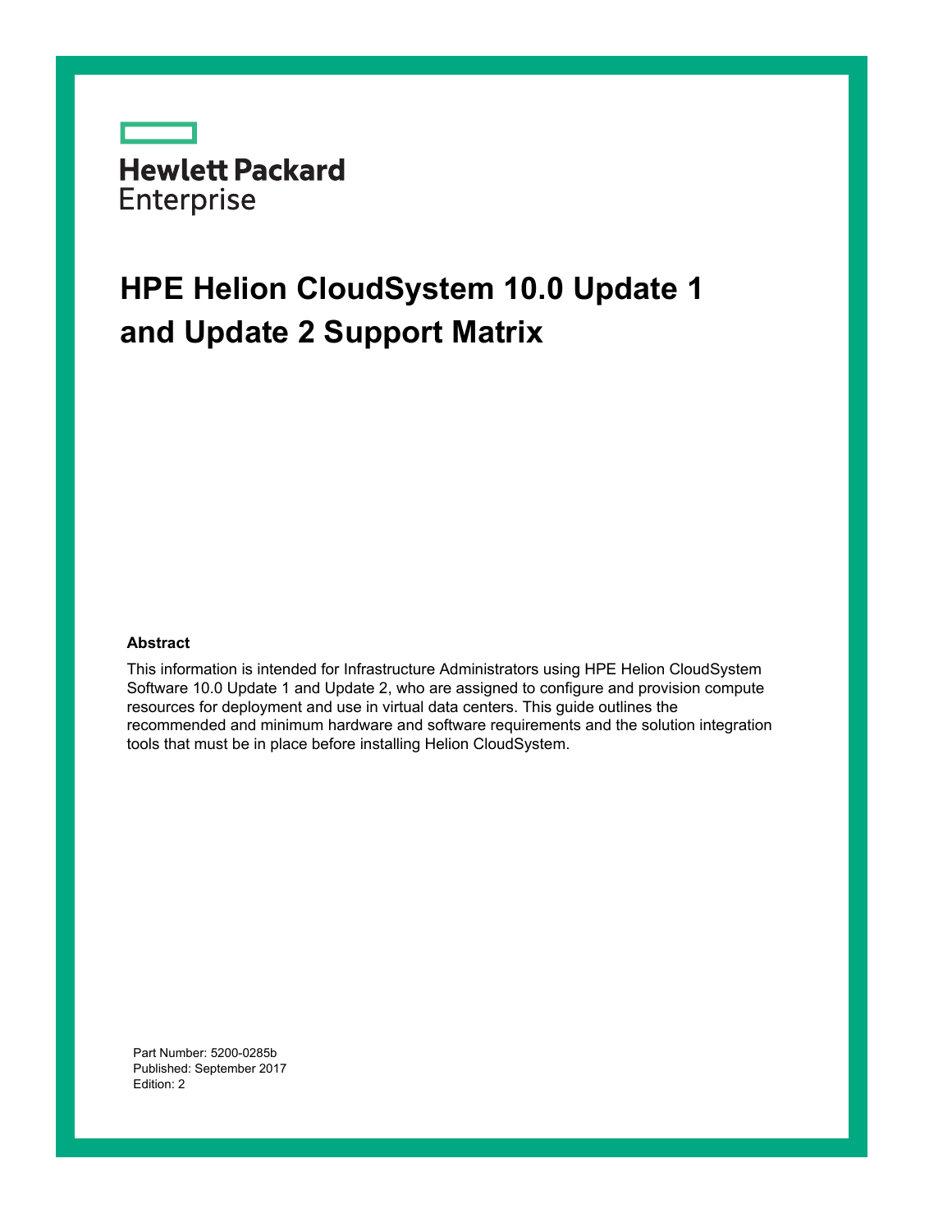Hewlett Packard Enterprise

# HPE Helion CloudSystem 10.0 Update 1 and Update 2 Support Matrix

## Abstract

This information is intended for Infrastructure Administrators using HPE Helion CloudSystem Software 10.0 Update 1 and Update 2, who are assigned to configure and provision compute resources for deployment and use in virtual data centers. This guide outlines the recommended and minimum hardware and software requirements and the solution integration tools that must be in place before installing Helion CloudSystem.

Part Number: 5200-0285b
Published: September 2017
Edition: 2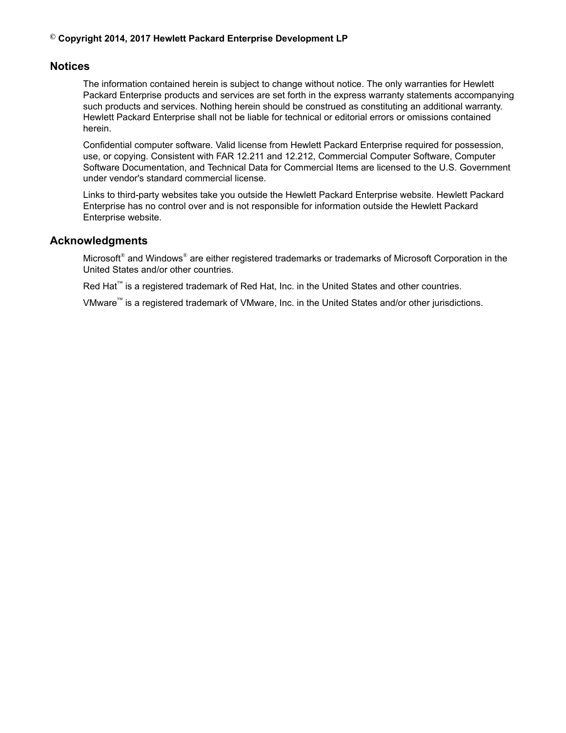**© Copyright 2014, 2017 Hewlett Packard Enterprise Development LP**

## Notices

The information contained herein is subject to change without notice. The only warranties for Hewlett Packard Enterprise products and services are set forth in the express warranty statements accompanying such products and services. Nothing herein should be construed as constituting an additional warranty. Hewlett Packard Enterprise shall not be liable for technical or editorial errors or omissions contained herein.

Confidential computer software. Valid license from Hewlett Packard Enterprise required for possession, use, or copying. Consistent with FAR 12.211 and 12.212, Commercial Computer Software, Computer Software Documentation, and Technical Data for Commercial Items are licensed to the U.S. Government under vendor's standard commercial license.

Links to third-party websites take you outside the Hewlett Packard Enterprise website. Hewlett Packard Enterprise has no control over and is not responsible for information outside the Hewlett Packard Enterprise website.

## Acknowledgments

Microsoft® and Windows® are either registered trademarks or trademarks of Microsoft Corporation in the United States and/or other countries.

Red Hat™ is a registered trademark of Red Hat, Inc. in the United States and other countries.

VMware™ is a registered trademark of VMware, Inc. in the United States and/or other jurisdictions.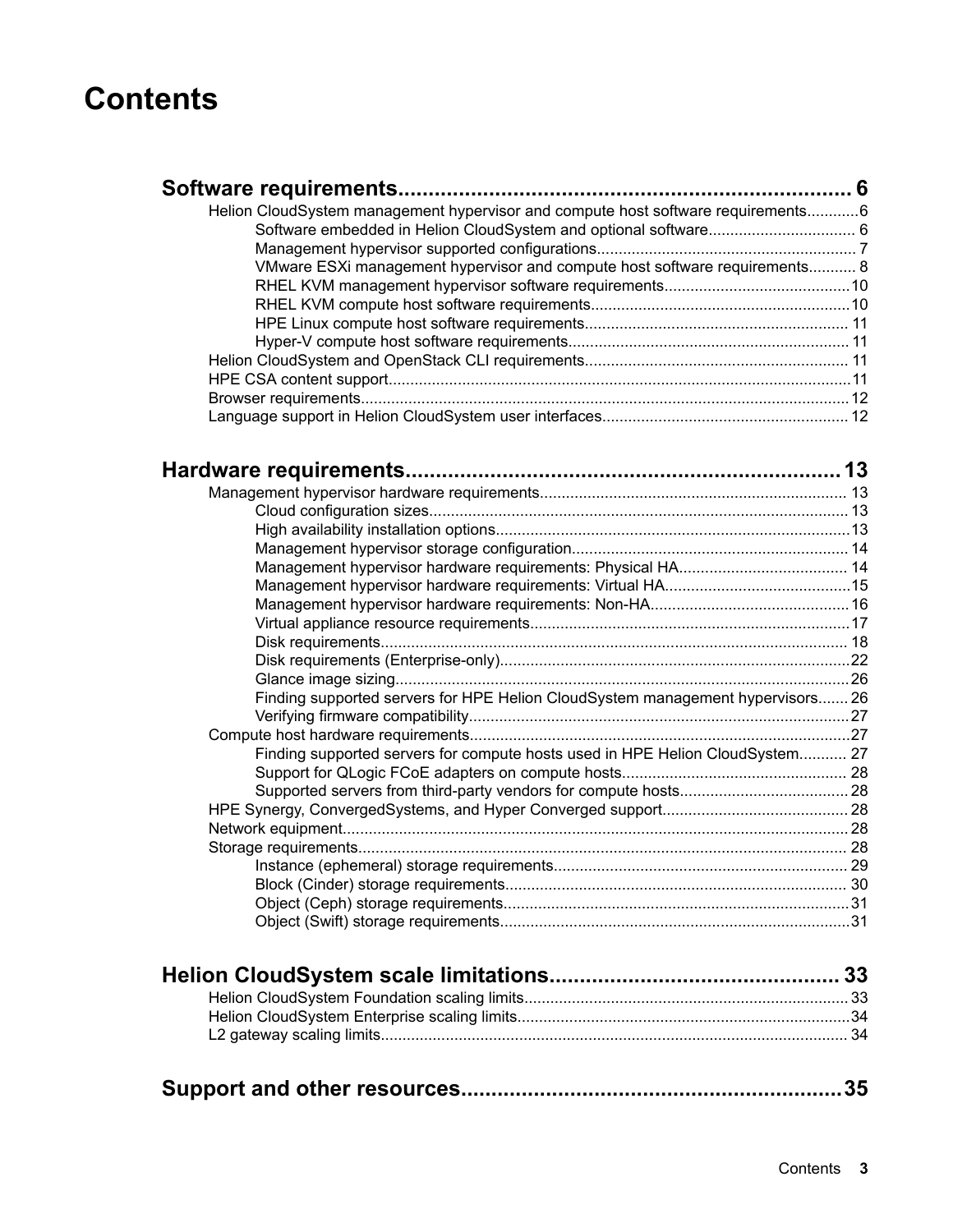# Contents

**Software requirements................................................................ 6**

- Helion CloudSystem management hypervisor and compute host software requirements............6
  - Software embedded in Helion CloudSystem and optional software.................................. 6
  - Management hypervisor supported configurations............................................................ 7
  - VMware ESXi management hypervisor and compute host software requirements........... 8
  - RHEL KVM management hypervisor software requirements...........................................10
  - RHEL KVM compute host software requirements............................................................10
  - HPE Linux compute host software requirements............................................................. 11
  - Hyper-V compute host software requirements................................................................. 11
- Helion CloudSystem and OpenStack CLI requirements............................................................. 11
- HPE CSA content support..........................................................................................................11
- Browser requirements.................................................................................................................12
- Language support in Helion CloudSystem user interfaces......................................................... 12

**Hardware requirements.............................................................. 13**

- Management hypervisor hardware requirements...................................................................... 13
  - Cloud configuration sizes................................................................................................. 13
  - High availability installation options..................................................................................13
  - Management hypervisor storage configuration................................................................ 14
  - Management hypervisor hardware requirements: Physical HA....................................... 14
  - Management hypervisor hardware requirements: Virtual HA...........................................15
  - Management hypervisor hardware requirements: Non-HA..............................................16
  - Virtual appliance resource requirements..........................................................................17
  - Disk requirements............................................................................................................ 18
  - Disk requirements (Enterprise-only).................................................................................22
  - Glance image sizing.........................................................................................................26
  - Finding supported servers for HPE Helion CloudSystem management hypervisors....... 26
  - Verifying firmware compatibility........................................................................................27
- Compute host hardware requirements.......................................................................................27
  - Finding supported servers for compute hosts used in HPE Helion CloudSystem........... 27
  - Support for QLogic FCoE adapters on compute hosts.................................................... 28
  - Supported servers from third-party vendors for compute hosts.......................................28
- HPE Synergy, ConvergedSystems, and Hyper Converged support........................................... 28
- Network equipment.................................................................................................................... 28
- Storage requirements................................................................................................................. 28
  - Instance (ephemeral) storage requirements.................................................................... 29
  - Block (Cinder) storage requirements............................................................................... 30
  - Object (Ceph) storage requirements................................................................................31
  - Object (Swift) storage requirements.................................................................................31

**Helion CloudSystem scale limitations.................................................. 33**

- Helion CloudSystem Foundation scaling limits........................................................................... 33
- Helion CloudSystem Enterprise scaling limits.............................................................................34
- L2 gateway scaling limits............................................................................................................ 34

**Support and other resources..............................................................35**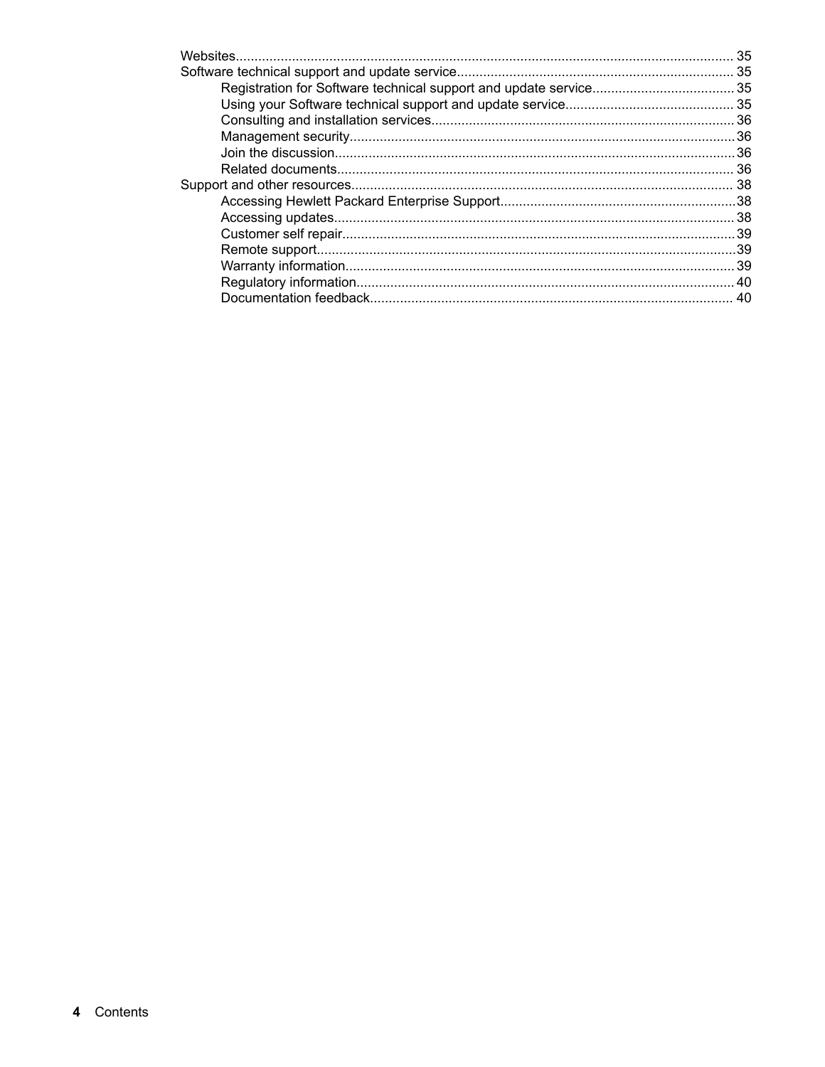- Websites........................................................................................................................ 35
- Software technical support and update service.......................................................................... 35
  - Registration for Software technical support and update service...................................... 35
  - Using your Software technical support and update service............................................. 35
  - Consulting and installation services................................................................................. 36
  - Management security....................................................................................................... 36
  - Join the discussion........................................................................................................... 36
  - Related documents........................................................................................................... 36
- Support and other resources........................................................................................................ 38
  - Accessing Hewlett Packard Enterprise Support............................................................... 38
  - Accessing updates............................................................................................................ 38
  - Customer self repair......................................................................................................... 39
  - Remote support................................................................................................................ 39
  - Warranty information........................................................................................................ 39
  - Regulatory information..................................................................................................... 40
  - Documentation feedback.................................................................................................. 40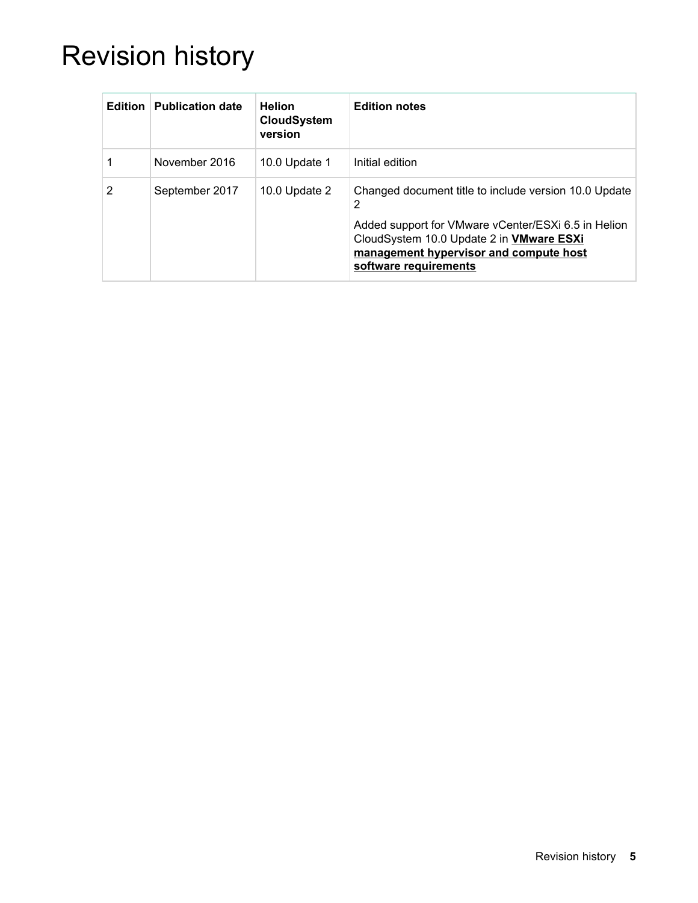# Revision history

| Edition | Publication date | Helion CloudSystem version | Edition notes |
|---|---|---|---|
| 1 | November 2016 | 10.0 Update 1 | Initial edition |
| 2 | September 2017 | 10.0 Update 2 | Changed document title to include version 10.0 Update 2<br><br>Added support for VMware vCenter/ESXi 6.5 in Helion CloudSystem 10.0 Update 2 in **VMware ESXi management hypervisor and compute host software requirements** |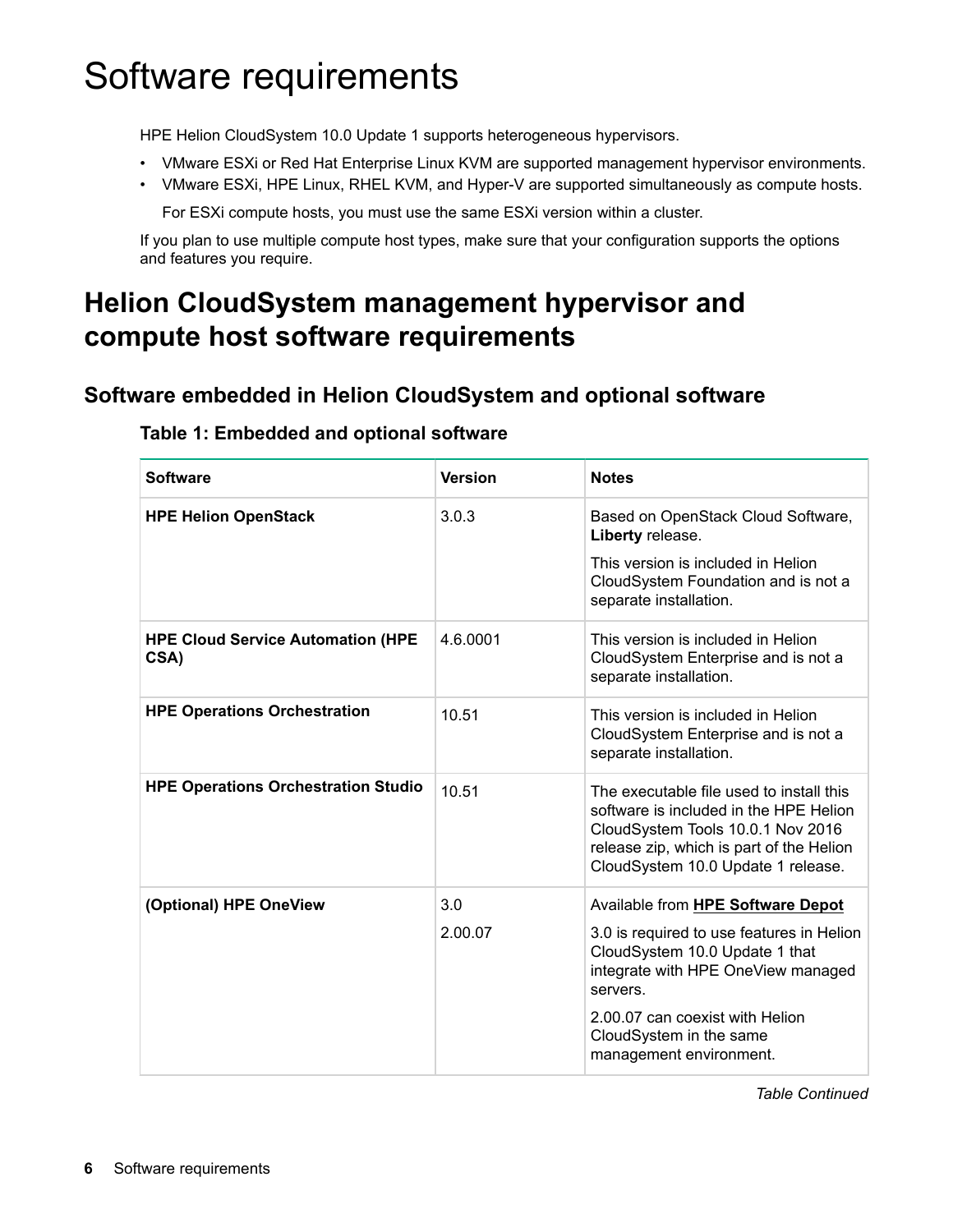# Software requirements

HPE Helion CloudSystem 10.0 Update 1 supports heterogeneous hypervisors.

- VMware ESXi or Red Hat Enterprise Linux KVM are supported management hypervisor environments.
- VMware ESXi, HPE Linux, RHEL KVM, and Hyper-V are supported simultaneously as compute hosts.

  For ESXi compute hosts, you must use the same ESXi version within a cluster.

If you plan to use multiple compute host types, make sure that your configuration supports the options and features you require.

## Helion CloudSystem management hypervisor and compute host software requirements

### Software embedded in Helion CloudSystem and optional software

**Table 1: Embedded and optional software**

| Software | Version | Notes |
|---|---|---|
| **HPE Helion OpenStack** | 3.0.3 | Based on OpenStack Cloud Software, **Liberty** release.<br>This version is included in Helion CloudSystem Foundation and is not a separate installation. |
| **HPE Cloud Service Automation (HPE CSA)** | 4.6.0001 | This version is included in Helion CloudSystem Enterprise and is not a separate installation. |
| **HPE Operations Orchestration** | 10.51 | This version is included in Helion CloudSystem Enterprise and is not a separate installation. |
| **HPE Operations Orchestration Studio** | 10.51 | The executable file used to install this software is included in the HPE Helion CloudSystem Tools 10.0.1 Nov 2016 release zip, which is part of the Helion CloudSystem 10.0 Update 1 release. |
| **(Optional) HPE OneView** | 3.0<br>2.00.07 | Available from **HPE Software Depot**<br>3.0 is required to use features in Helion CloudSystem 10.0 Update 1 that integrate with HPE OneView managed servers.<br>2.00.07 can coexist with Helion CloudSystem in the same management environment. |

*Table Continued*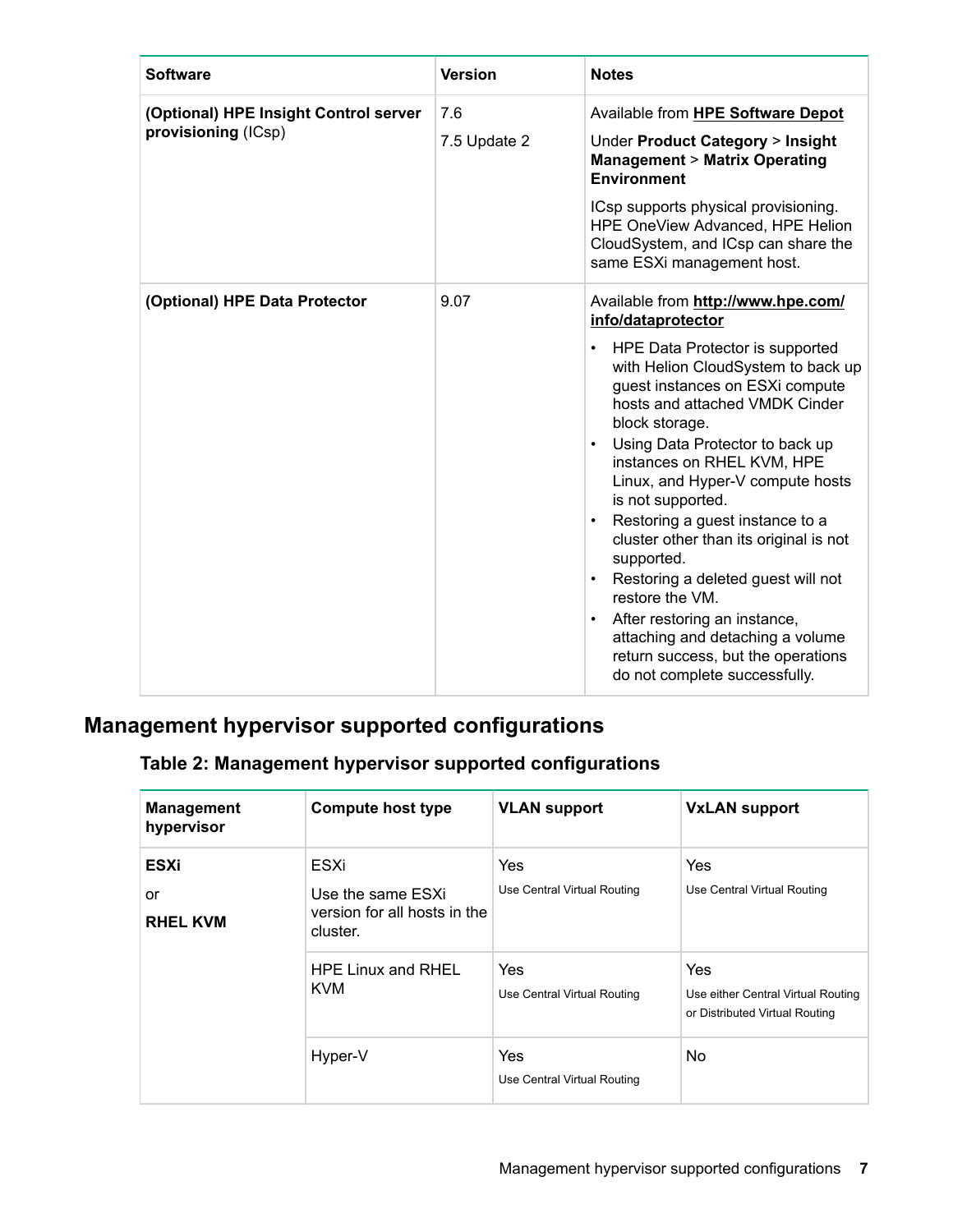| Software | Version | Notes |
|---|---|---|
| **(Optional) HPE Insight Control server provisioning** (ICsp) | 7.6<br>7.5 Update 2 | Available from **HPE Software Depot**<br>Under **Product Category** > **Insight Management** > **Matrix Operating Environment**<br>ICsp supports physical provisioning. HPE OneView Advanced, HPE Helion CloudSystem, and ICsp can share the same ESXi management host. |
| **(Optional) HPE Data Protector** | 9.07 | Available from **http://www.hpe.com/info/dataprotector**<br>• HPE Data Protector is supported with Helion CloudSystem to back up guest instances on ESXi compute hosts and attached VMDK Cinder block storage.<br>• Using Data Protector to back up instances on RHEL KVM, HPE Linux, and Hyper-V compute hosts is not supported.<br>• Restoring a guest instance to a cluster other than its original is not supported.<br>• Restoring a deleted guest will not restore the VM.<br>• After restoring an instance, attaching and detaching a volume return success, but the operations do not complete successfully. |

## Management hypervisor supported configurations

### Table 2: Management hypervisor supported configurations

| Management hypervisor | Compute host type | VLAN support | VxLAN support |
|---|---|---|---|
| **ESXi**<br>or<br>**RHEL KVM** | ESXi<br>Use the same ESXi version for all hosts in the cluster. | Yes<br>Use Central Virtual Routing | Yes<br>Use Central Virtual Routing |
| | HPE Linux and RHEL KVM | Yes<br>Use Central Virtual Routing | Yes<br>Use either Central Virtual Routing or Distributed Virtual Routing |
| | Hyper-V | Yes<br>Use Central Virtual Routing | No |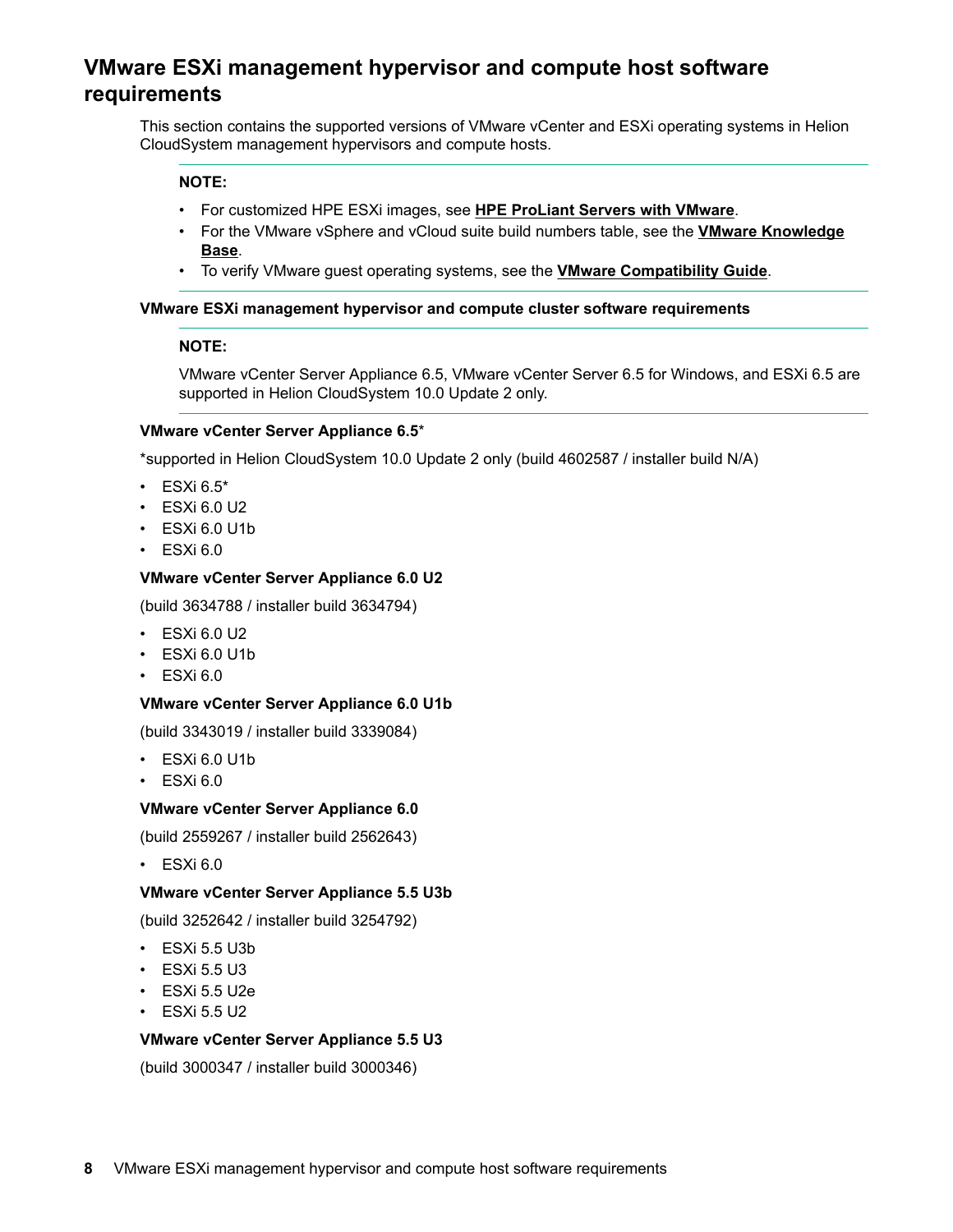## VMware ESXi management hypervisor and compute host software requirements

This section contains the supported versions of VMware vCenter and ESXi operating systems in Helion CloudSystem management hypervisors and compute hosts.

> **NOTE:**
>
> - For customized HPE ESXi images, see **HPE ProLiant Servers with VMware**.
> - For the VMware vSphere and vCloud suite build numbers table, see the **VMware Knowledge Base**.
> - To verify VMware guest operating systems, see the **VMware Compatibility Guide**.

**VMware ESXi management hypervisor and compute cluster software requirements**

> **NOTE:**
>
> VMware vCenter Server Appliance 6.5, VMware vCenter Server 6.5 for Windows, and ESXi 6.5 are supported in Helion CloudSystem 10.0 Update 2 only.

**VMware vCenter Server Appliance 6.5***

*supported in Helion CloudSystem 10.0 Update 2 only (build 4602587 / installer build N/A)

- ESXi 6.5*
- ESXi 6.0 U2
- ESXi 6.0 U1b
- ESXi 6.0

**VMware vCenter Server Appliance 6.0 U2**

(build 3634788 / installer build 3634794)

- ESXi 6.0 U2
- ESXi 6.0 U1b
- ESXi 6.0

**VMware vCenter Server Appliance 6.0 U1b**

(build 3343019 / installer build 3339084)

- ESXi 6.0 U1b
- ESXi 6.0

**VMware vCenter Server Appliance 6.0**

(build 2559267 / installer build 2562643)

- ESXi 6.0

**VMware vCenter Server Appliance 5.5 U3b**

(build 3252642 / installer build 3254792)

- ESXi 5.5 U3b
- ESXi 5.5 U3
- ESXi 5.5 U2e
- ESXi 5.5 U2

**VMware vCenter Server Appliance 5.5 U3**

(build 3000347 / installer build 3000346)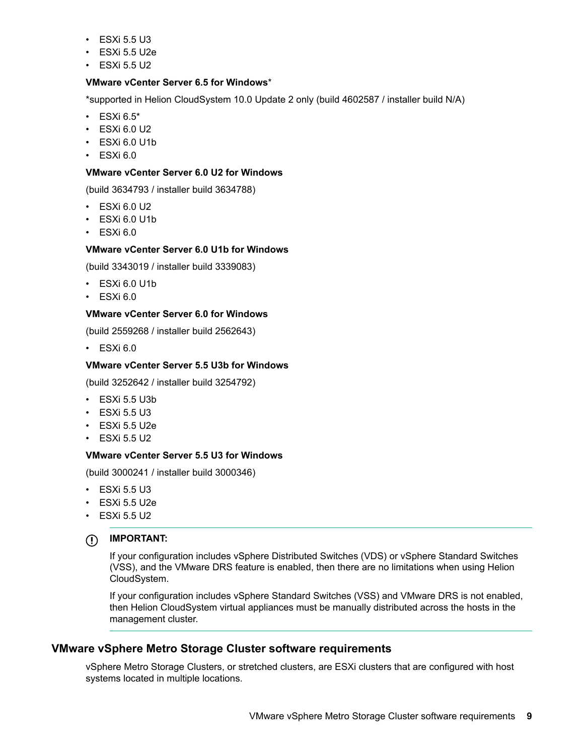- ESXi 5.5 U3
- ESXi 5.5 U2e
- ESXi 5.5 U2

**VMware vCenter Server 6.5 for Windows***

*supported in Helion CloudSystem 10.0 Update 2 only (build 4602587 / installer build N/A)

- ESXi 6.5*
- ESXi 6.0 U2
- ESXi 6.0 U1b
- ESXi 6.0

**VMware vCenter Server 6.0 U2 for Windows**

(build 3634793 / installer build 3634788)

- ESXi 6.0 U2
- ESXi 6.0 U1b
- ESXi 6.0

**VMware vCenter Server 6.0 U1b for Windows**

(build 3343019 / installer build 3339083)

- ESXi 6.0 U1b
- ESXi 6.0

**VMware vCenter Server 6.0 for Windows**

(build 2559268 / installer build 2562643)

- ESXi 6.0

**VMware vCenter Server 5.5 U3b for Windows**

(build 3252642 / installer build 3254792)

- ESXi 5.5 U3b
- ESXi 5.5 U3
- ESXi 5.5 U2e
- ESXi 5.5 U2

**VMware vCenter Server 5.5 U3 for Windows**

(build 3000241 / installer build 3000346)

- ESXi 5.5 U3
- ESXi 5.5 U2e
- ESXi 5.5 U2

**IMPORTANT:**

If your configuration includes vSphere Distributed Switches (VDS) or vSphere Standard Switches (VSS), and the VMware DRS feature is enabled, then there are no limitations when using Helion CloudSystem.

If your configuration includes vSphere Standard Switches (VSS) and VMware DRS is not enabled, then Helion CloudSystem virtual appliances must be manually distributed across the hosts in the management cluster.

## VMware vSphere Metro Storage Cluster software requirements

vSphere Metro Storage Clusters, or stretched clusters, are ESXi clusters that are configured with host systems located in multiple locations.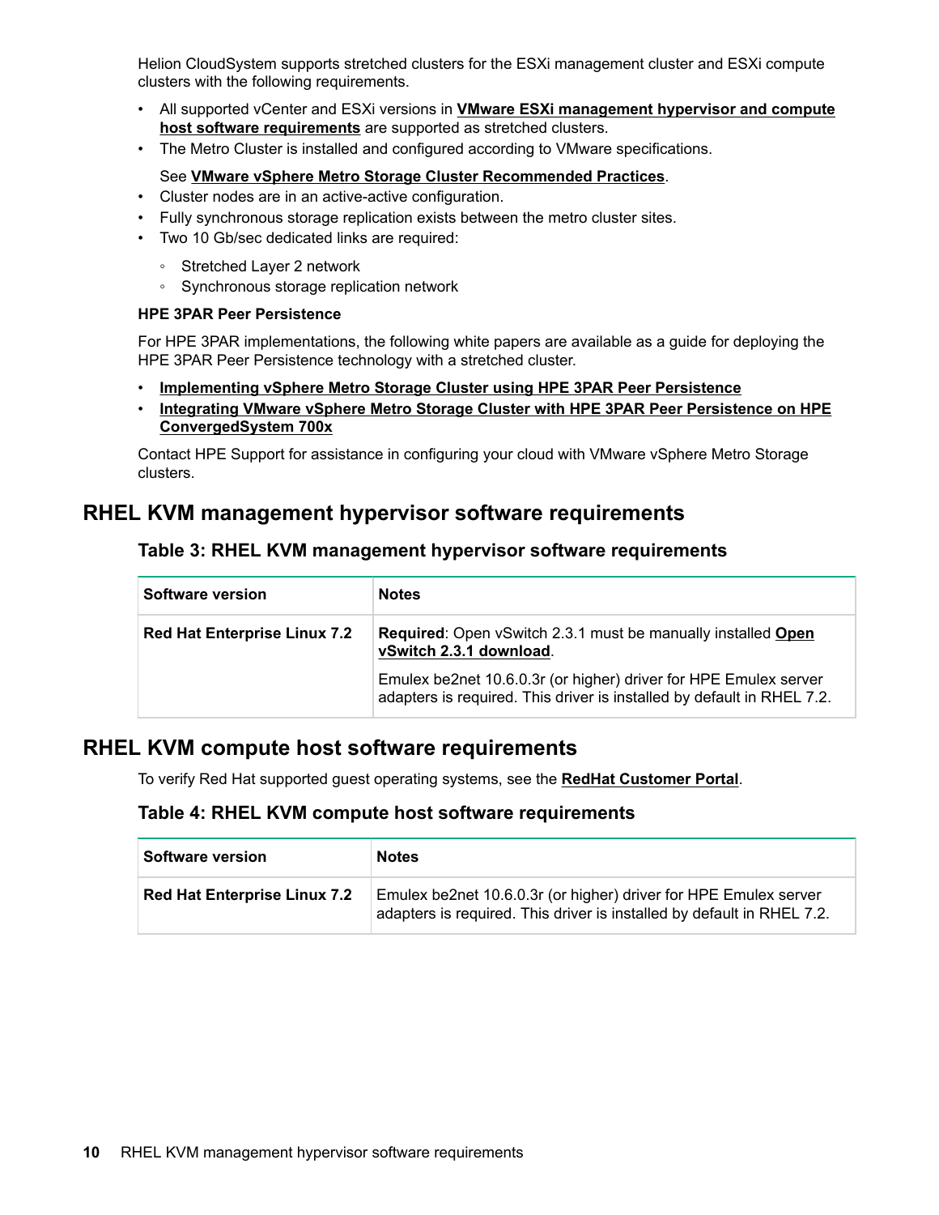Helion CloudSystem supports stretched clusters for the ESXi management cluster and ESXi compute clusters with the following requirements.

- All supported vCenter and ESXi versions in **VMware ESXi management hypervisor and compute host software requirements** are supported as stretched clusters.
- The Metro Cluster is installed and configured according to VMware specifications.

  See **VMware vSphere Metro Storage Cluster Recommended Practices**.
- Cluster nodes are in an active-active configuration.
- Fully synchronous storage replication exists between the metro cluster sites.
- Two 10 Gb/sec dedicated links are required:
  - Stretched Layer 2 network
  - Synchronous storage replication network

**HPE 3PAR Peer Persistence**

For HPE 3PAR implementations, the following white papers are available as a guide for deploying the HPE 3PAR Peer Persistence technology with a stretched cluster.

- **Implementing vSphere Metro Storage Cluster using HPE 3PAR Peer Persistence**
- **Integrating VMware vSphere Metro Storage Cluster with HPE 3PAR Peer Persistence on HPE ConvergedSystem 700x**

Contact HPE Support for assistance in configuring your cloud with VMware vSphere Metro Storage clusters.

## RHEL KVM management hypervisor software requirements

### Table 3: RHEL KVM management hypervisor software requirements

| Software version | Notes |
| --- | --- |
| **Red Hat Enterprise Linux 7.2** | **Required**: Open vSwitch 2.3.1 must be manually installed **Open vSwitch 2.3.1 download**.<br><br>Emulex be2net 10.6.0.3r (or higher) driver for HPE Emulex server adapters is required. This driver is installed by default in RHEL 7.2. |

## RHEL KVM compute host software requirements

To verify Red Hat supported guest operating systems, see the **RedHat Customer Portal**.

### Table 4: RHEL KVM compute host software requirements

| Software version | Notes |
| --- | --- |
| **Red Hat Enterprise Linux 7.2** | Emulex be2net 10.6.0.3r (or higher) driver for HPE Emulex server adapters is required. This driver is installed by default in RHEL 7.2. |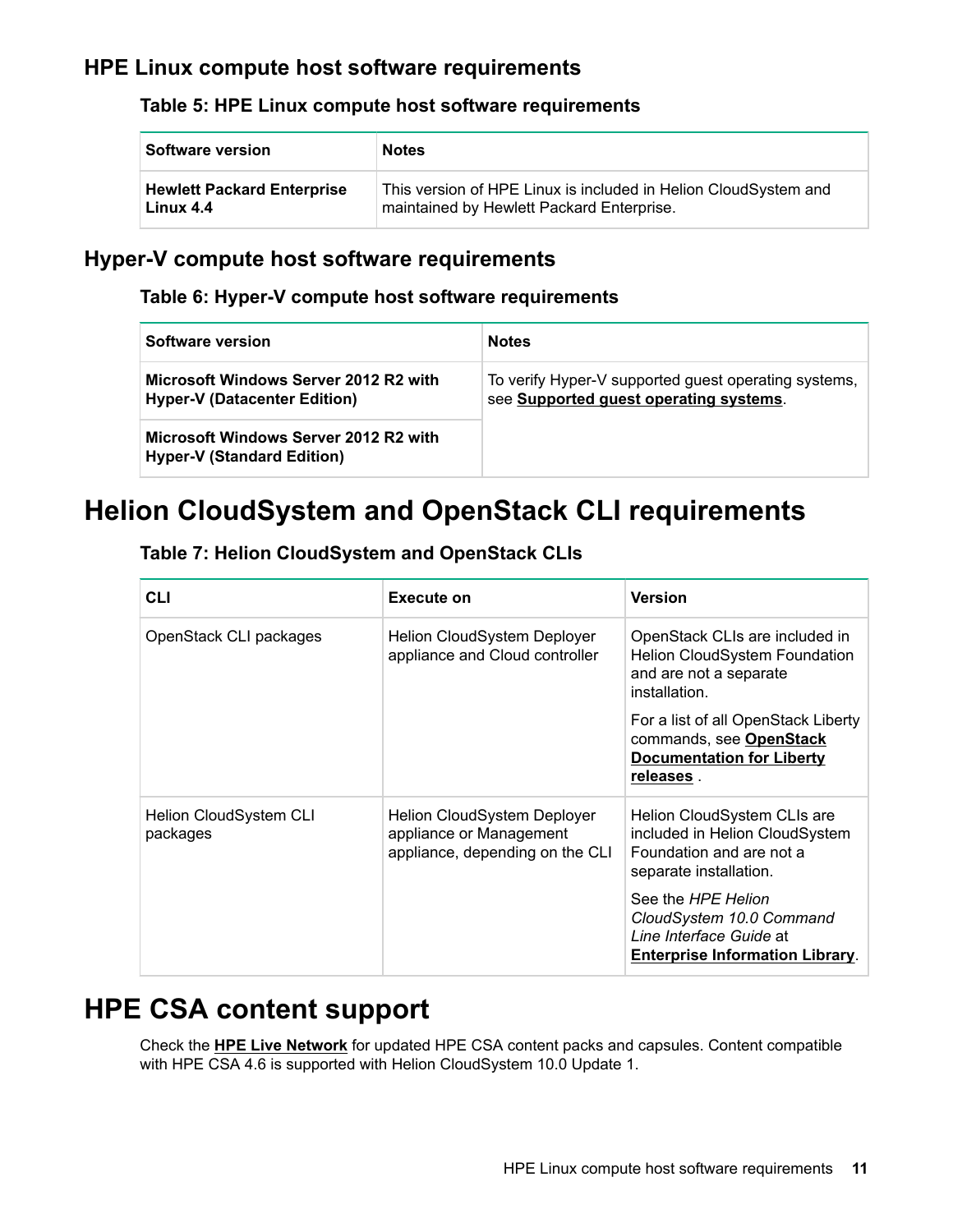## HPE Linux compute host software requirements

**Table 5: HPE Linux compute host software requirements**

| Software version | Notes |
| --- | --- |
| **Hewlett Packard Enterprise Linux 4.4** | This version of HPE Linux is included in Helion CloudSystem and maintained by Hewlett Packard Enterprise. |

## Hyper-V compute host software requirements

**Table 6: Hyper-V compute host software requirements**

| Software version | Notes |
| --- | --- |
| **Microsoft Windows Server 2012 R2 with Hyper-V (Datacenter Edition)** | To verify Hyper-V supported guest operating systems, see **Supported guest operating systems**. |
| **Microsoft Windows Server 2012 R2 with Hyper-V (Standard Edition)** | |

# Helion CloudSystem and OpenStack CLI requirements

**Table 7: Helion CloudSystem and OpenStack CLIs**

| CLI | Execute on | Version |
| --- | --- | --- |
| OpenStack CLI packages | Helion CloudSystem Deployer appliance and Cloud controller | OpenStack CLIs are included in Helion CloudSystem Foundation and are not a separate installation. For a list of all OpenStack Liberty commands, see **OpenStack Documentation for Liberty releases** . |
| Helion CloudSystem CLI packages | Helion CloudSystem Deployer appliance or Management appliance, depending on the CLI | Helion CloudSystem CLIs are included in Helion CloudSystem Foundation and are not a separate installation. See the *HPE Helion CloudSystem 10.0 Command Line Interface Guide* at **Enterprise Information Library**. |

# HPE CSA content support

Check the **HPE Live Network** for updated HPE CSA content packs and capsules. Content compatible with HPE CSA 4.6 is supported with Helion CloudSystem 10.0 Update 1.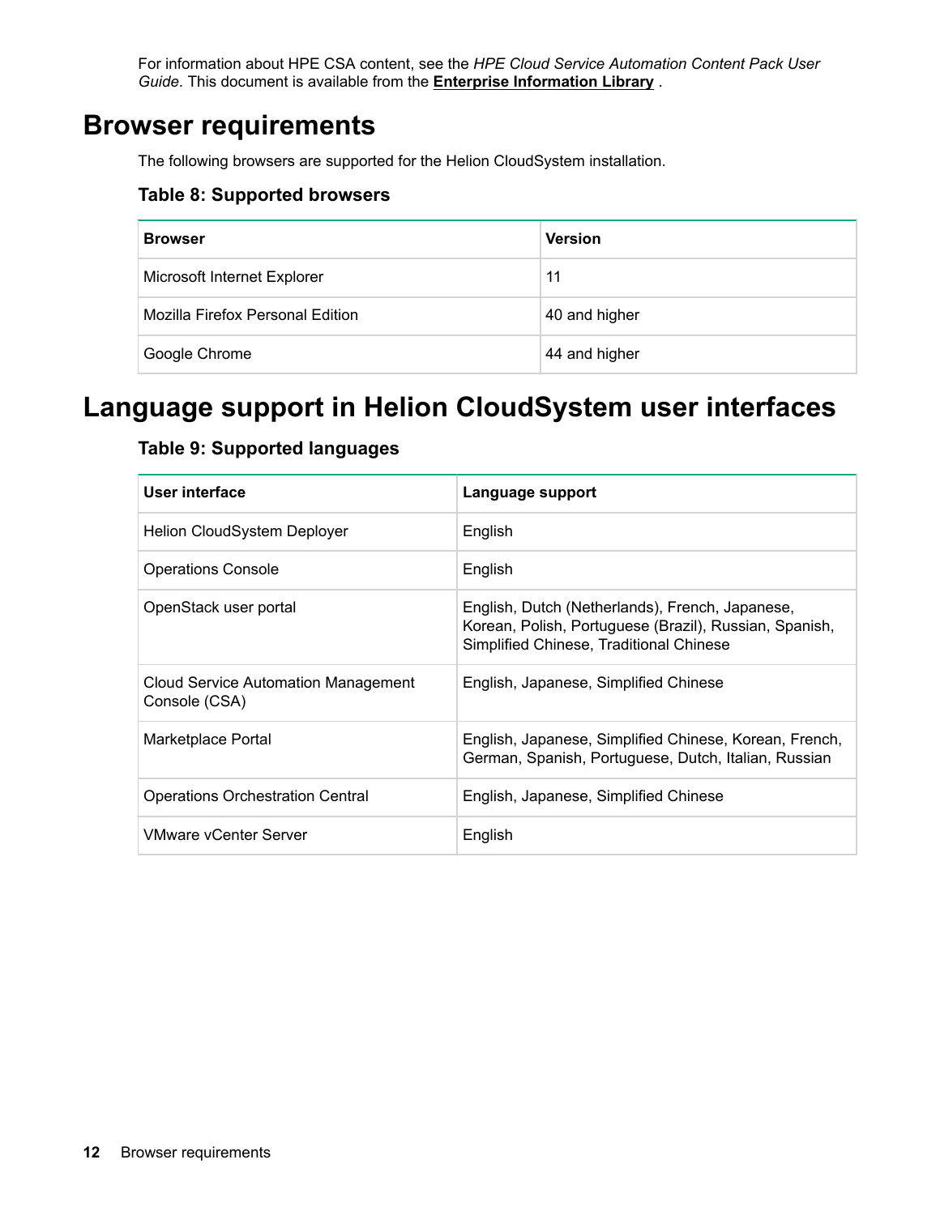For information about HPE CSA content, see the *HPE Cloud Service Automation Content Pack User Guide*. This document is available from the **Enterprise Information Library** .

# Browser requirements

The following browsers are supported for the Helion CloudSystem installation.

**Table 8: Supported browsers**

| Browser | Version |
| --- | --- |
| Microsoft Internet Explorer | 11 |
| Mozilla Firefox Personal Edition | 40 and higher |
| Google Chrome | 44 and higher |

# Language support in Helion CloudSystem user interfaces

**Table 9: Supported languages**

| User interface | Language support |
| --- | --- |
| Helion CloudSystem Deployer | English |
| Operations Console | English |
| OpenStack user portal | English, Dutch (Netherlands), French, Japanese, Korean, Polish, Portuguese (Brazil), Russian, Spanish, Simplified Chinese, Traditional Chinese |
| Cloud Service Automation Management Console (CSA) | English, Japanese, Simplified Chinese |
| Marketplace Portal | English, Japanese, Simplified Chinese, Korean, French, German, Spanish, Portuguese, Dutch, Italian, Russian |
| Operations Orchestration Central | English, Japanese, Simplified Chinese |
| VMware vCenter Server | English |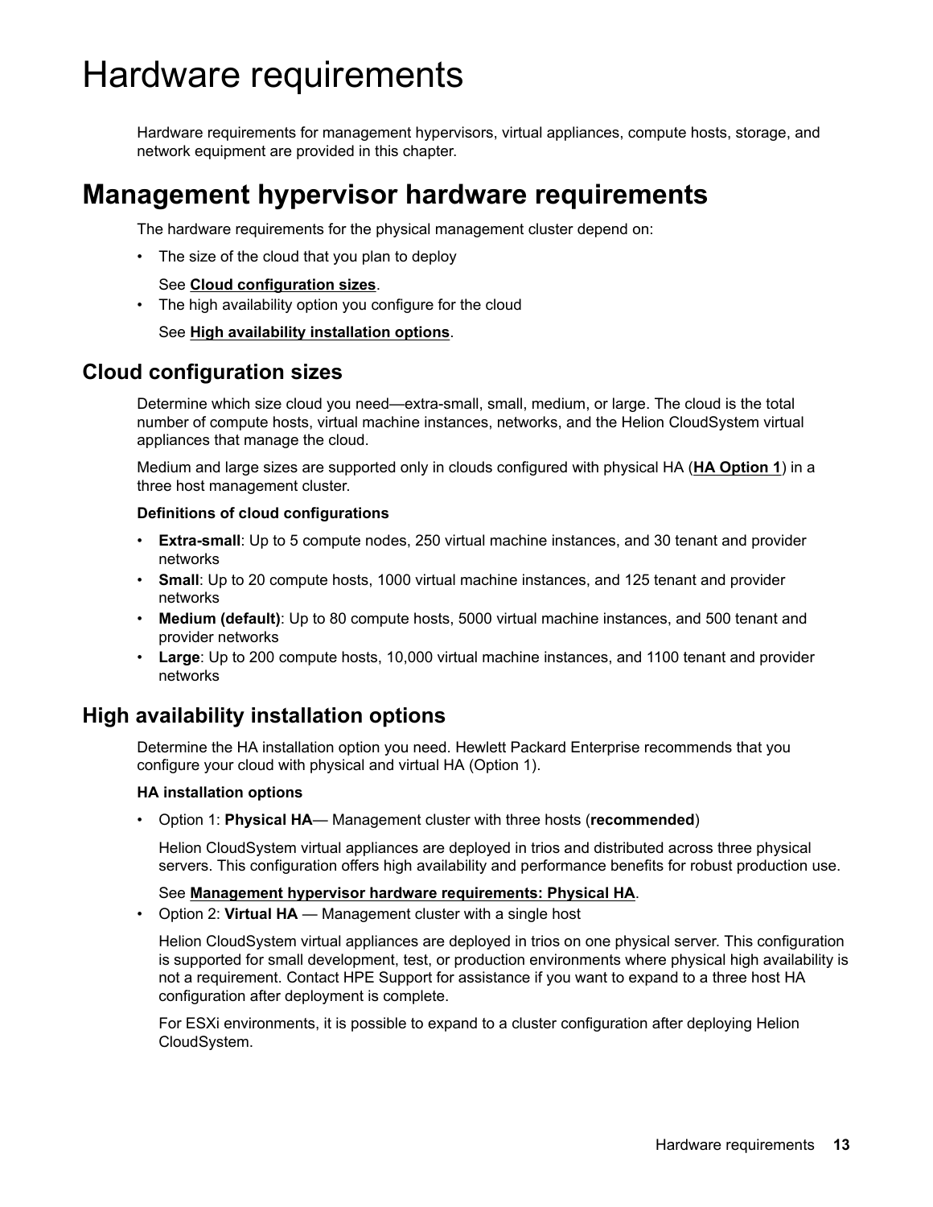# Hardware requirements

Hardware requirements for management hypervisors, virtual appliances, compute hosts, storage, and network equipment are provided in this chapter.

# Management hypervisor hardware requirements

The hardware requirements for the physical management cluster depend on:

- The size of the cloud that you plan to deploy

  See **Cloud configuration sizes**.
- The high availability option you configure for the cloud

  See **High availability installation options**.

## Cloud configuration sizes

Determine which size cloud you need—extra-small, small, medium, or large. The cloud is the total number of compute hosts, virtual machine instances, networks, and the Helion CloudSystem virtual appliances that manage the cloud.

Medium and large sizes are supported only in clouds configured with physical HA (**HA Option 1**) in a three host management cluster.

**Definitions of cloud configurations**

- **Extra-small**: Up to 5 compute nodes, 250 virtual machine instances, and 30 tenant and provider networks
- **Small**: Up to 20 compute hosts, 1000 virtual machine instances, and 125 tenant and provider networks
- **Medium (default)**: Up to 80 compute hosts, 5000 virtual machine instances, and 500 tenant and provider networks
- **Large**: Up to 200 compute hosts, 10,000 virtual machine instances, and 1100 tenant and provider networks

## High availability installation options

Determine the HA installation option you need. Hewlett Packard Enterprise recommends that you configure your cloud with physical and virtual HA (Option 1).

**HA installation options**

- Option 1: **Physical HA**— Management cluster with three hosts (**recommended**)

  Helion CloudSystem virtual appliances are deployed in trios and distributed across three physical servers. This configuration offers high availability and performance benefits for robust production use.

  See **Management hypervisor hardware requirements: Physical HA**.
- Option 2: **Virtual HA** — Management cluster with a single host

  Helion CloudSystem virtual appliances are deployed in trios on one physical server. This configuration is supported for small development, test, or production environments where physical high availability is not a requirement. Contact HPE Support for assistance if you want to expand to a three host HA configuration after deployment is complete.

  For ESXi environments, it is possible to expand to a cluster configuration after deploying Helion CloudSystem.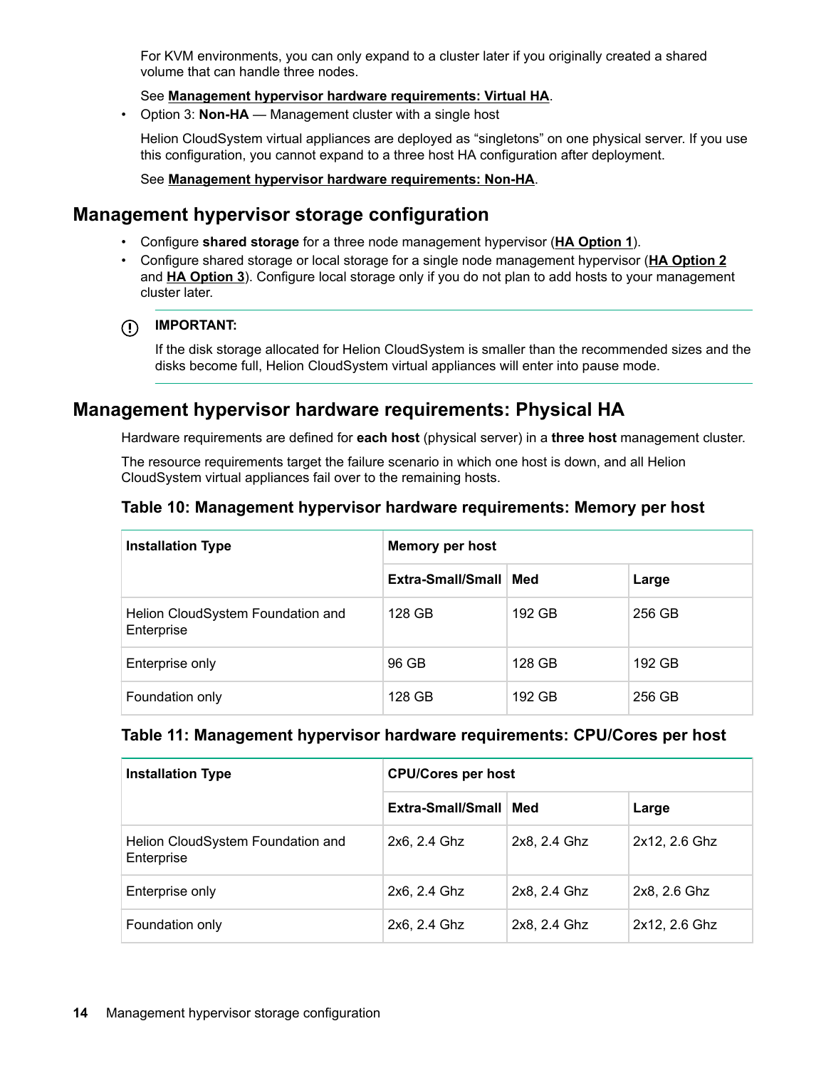For KVM environments, you can only expand to a cluster later if you originally created a shared volume that can handle three nodes.

See **Management hypervisor hardware requirements: Virtual HA**.

- Option 3: **Non-HA** — Management cluster with a single host

  Helion CloudSystem virtual appliances are deployed as “singletons” on one physical server. If you use this configuration, you cannot expand to a three host HA configuration after deployment.

  See **Management hypervisor hardware requirements: Non-HA**.

## Management hypervisor storage configuration

- Configure **shared storage** for a three node management hypervisor (**HA Option 1**).
- Configure shared storage or local storage for a single node management hypervisor (**HA Option 2** and **HA Option 3**). Configure local storage only if you do not plan to add hosts to your management cluster later.

> **IMPORTANT:**
>
> If the disk storage allocated for Helion CloudSystem is smaller than the recommended sizes and the disks become full, Helion CloudSystem virtual appliances will enter into pause mode.

## Management hypervisor hardware requirements: Physical HA

Hardware requirements are defined for **each host** (physical server) in a **three host** management cluster.

The resource requirements target the failure scenario in which one host is down, and all Helion CloudSystem virtual appliances fail over to the remaining hosts.

### Table 10: Management hypervisor hardware requirements: Memory per host

| Installation Type | Memory per host | | |
|---|---|---|---|
| | **Extra-Small/Small** | **Med** | **Large** |
| Helion CloudSystem Foundation and Enterprise | 128 GB | 192 GB | 256 GB |
| Enterprise only | 96 GB | 128 GB | 192 GB |
| Foundation only | 128 GB | 192 GB | 256 GB |

### Table 11: Management hypervisor hardware requirements: CPU/Cores per host

| Installation Type | CPU/Cores per host | | |
|---|---|---|---|
| | **Extra-Small/Small** | **Med** | **Large** |
| Helion CloudSystem Foundation and Enterprise | 2x6, 2.4 Ghz | 2x8, 2.4 Ghz | 2x12, 2.6 Ghz |
| Enterprise only | 2x6, 2.4 Ghz | 2x8, 2.4 Ghz | 2x8, 2.6 Ghz |
| Foundation only | 2x6, 2.4 Ghz | 2x8, 2.4 Ghz | 2x12, 2.6 Ghz |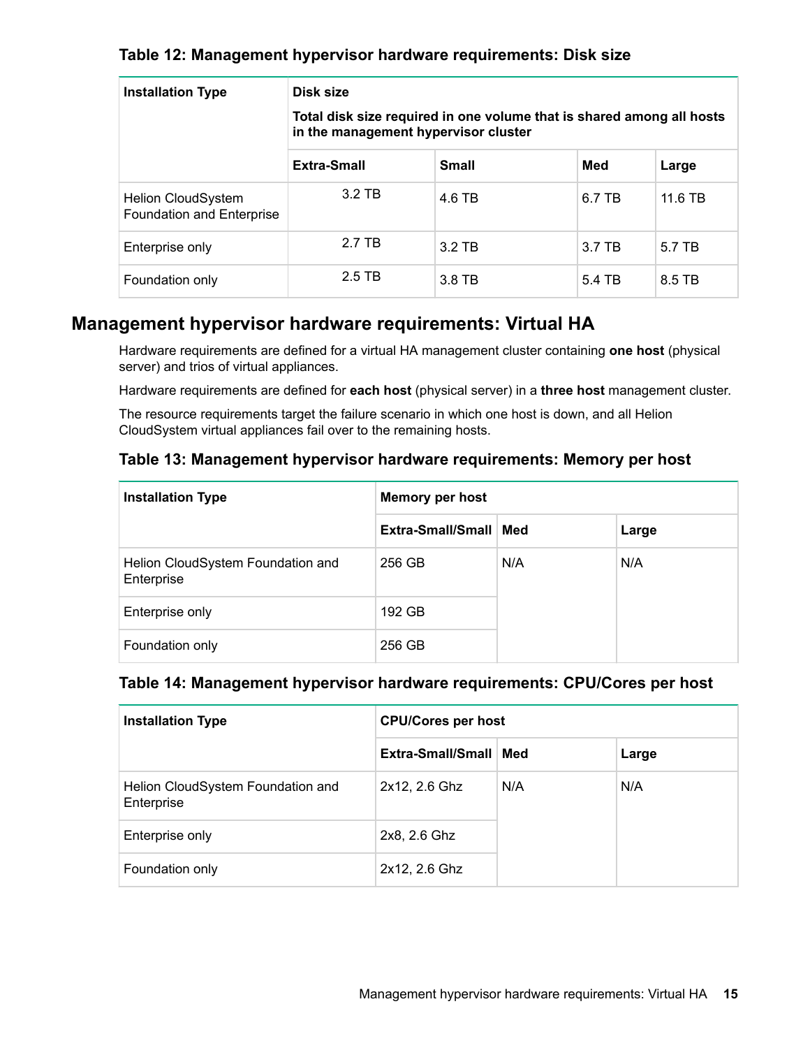**Table 12: Management hypervisor hardware requirements: Disk size**

| Installation Type | Disk size<br>Total disk size required in one volume that is shared among all hosts in the management hypervisor cluster | | | |
|---|---|---|---|---|
| | Extra-Small | Small | Med | Large |
| Helion CloudSystem Foundation and Enterprise | 3.2 TB | 4.6 TB | 6.7 TB | 11.6 TB |
| Enterprise only | 2.7 TB | 3.2 TB | 3.7 TB | 5.7 TB |
| Foundation only | 2.5 TB | 3.8 TB | 5.4 TB | 8.5 TB |

## Management hypervisor hardware requirements: Virtual HA

Hardware requirements are defined for a virtual HA management cluster containing **one host** (physical server) and trios of virtual appliances.

Hardware requirements are defined for **each host** (physical server) in a **three host** management cluster.

The resource requirements target the failure scenario in which one host is down, and all Helion CloudSystem virtual appliances fail over to the remaining hosts.

**Table 13: Management hypervisor hardware requirements: Memory per host**

| Installation Type | Memory per host | | |
|---|---|---|---|
| | Extra-Small/Small | Med | Large |
| Helion CloudSystem Foundation and Enterprise | 256 GB | N/A | N/A |
| Enterprise only | 192 GB | | |
| Foundation only | 256 GB | | |

**Table 14: Management hypervisor hardware requirements: CPU/Cores per host**

| Installation Type | CPU/Cores per host | | |
|---|---|---|---|
| | Extra-Small/Small | Med | Large |
| Helion CloudSystem Foundation and Enterprise | 2x12, 2.6 Ghz | N/A | N/A |
| Enterprise only | 2x8, 2.6 Ghz | | |
| Foundation only | 2x12, 2.6 Ghz | | |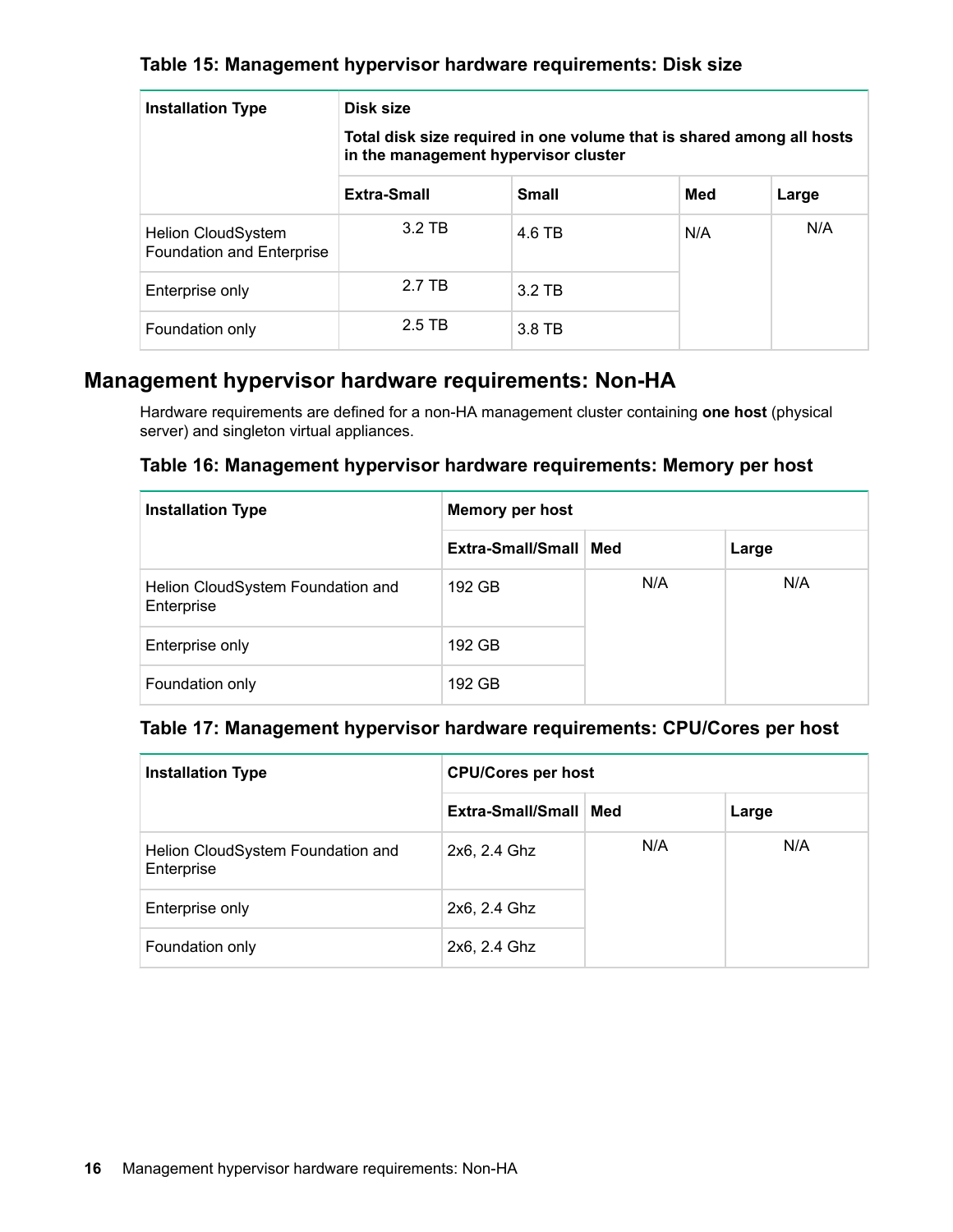**Table 15: Management hypervisor hardware requirements: Disk size**

| Installation Type | Disk size<br><br>**Total disk size required in one volume that is shared among all hosts in the management hypervisor cluster** | | | |
|---|---|---|---|---|
| | **Extra-Small** | **Small** | **Med** | **Large** |
| Helion CloudSystem Foundation and Enterprise | 3.2 TB | 4.6 TB | N/A | N/A |
| Enterprise only | 2.7 TB | 3.2 TB | | |
| Foundation only | 2.5 TB | 3.8 TB | | |

## Management hypervisor hardware requirements: Non-HA

Hardware requirements are defined for a non-HA management cluster containing **one host** (physical server) and singleton virtual appliances.

**Table 16: Management hypervisor hardware requirements: Memory per host**

| Installation Type | Memory per host | | |
|---|---|---|---|
| | **Extra-Small/Small** | **Med** | **Large** |
| Helion CloudSystem Foundation and Enterprise | 192 GB | N/A | N/A |
| Enterprise only | 192 GB | | |
| Foundation only | 192 GB | | |

**Table 17: Management hypervisor hardware requirements: CPU/Cores per host**

| Installation Type | CPU/Cores per host | | |
|---|---|---|---|
| | **Extra-Small/Small** | **Med** | **Large** |
| Helion CloudSystem Foundation and Enterprise | 2x6, 2.4 Ghz | N/A | N/A |
| Enterprise only | 2x6, 2.4 Ghz | | |
| Foundation only | 2x6, 2.4 Ghz | | |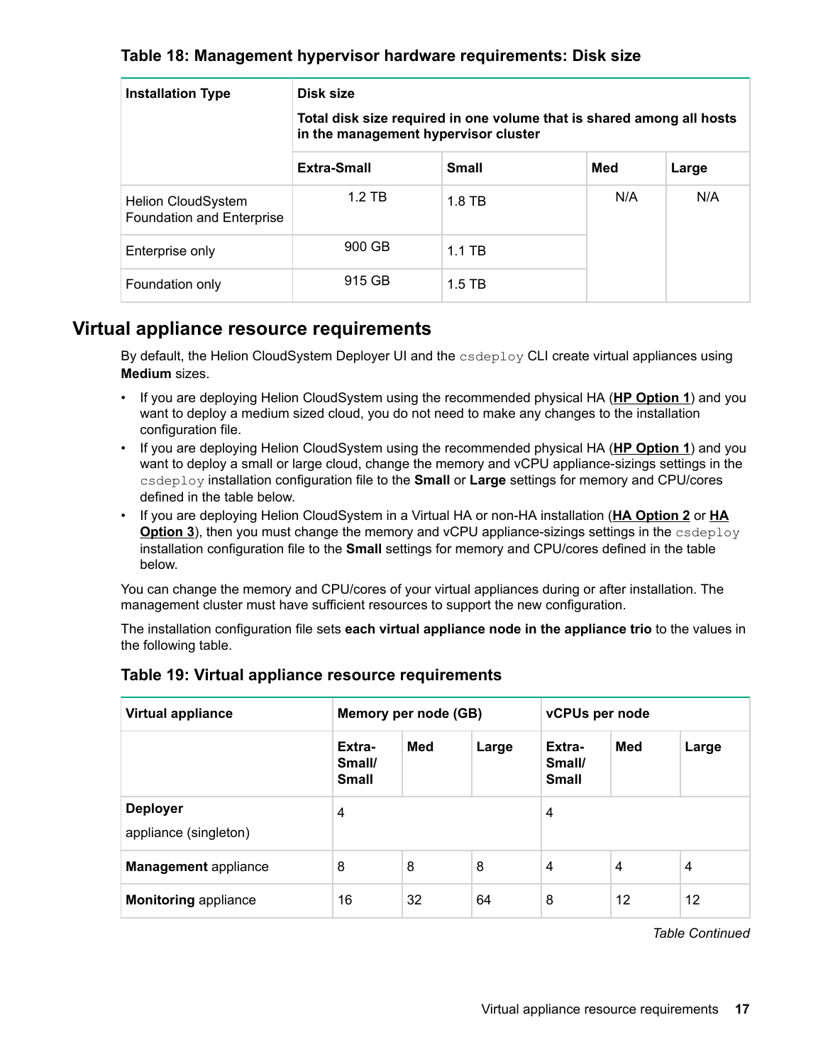**Table 18: Management hypervisor hardware requirements: Disk size**

| Installation Type | Disk size<br><br>Total disk size required in one volume that is shared among all hosts in the management hypervisor cluster | | | |
|---|---|---|---|---|
| | **Extra-Small** | **Small** | **Med** | **Large** |
| Helion CloudSystem Foundation and Enterprise | 1.2 TB | 1.8 TB | N/A | N/A |
| Enterprise only | 900 GB | 1.1 TB | | |
| Foundation only | 915 GB | 1.5 TB | | |

## Virtual appliance resource requirements

By default, the Helion CloudSystem Deployer UI and the `csdeploy` CLI create virtual appliances using **Medium** sizes.

- If you are deploying Helion CloudSystem using the recommended physical HA (**HP Option 1**) and you want to deploy a medium sized cloud, you do not need to make any changes to the installation configuration file.
- If you are deploying Helion CloudSystem using the recommended physical HA (**HP Option 1**) and you want to deploy a small or large cloud, change the memory and vCPU appliance-sizings settings in the `csdeploy` installation configuration file to the **Small** or **Large** settings for memory and CPU/cores defined in the table below.
- If you are deploying Helion CloudSystem in a Virtual HA or non-HA installation (**HA Option 2** or **HA Option 3**), then you must change the memory and vCPU appliance-sizings settings in the `csdeploy` installation configuration file to the **Small** settings for memory and CPU/cores defined in the table below.

You can change the memory and CPU/cores of your virtual appliances during or after installation. The management cluster must have sufficient resources to support the new configuration.

The installation configuration file sets **each virtual appliance node in the appliance trio** to the values in the following table.

**Table 19: Virtual appliance resource requirements**

| Virtual appliance | Memory per node (GB) | | | vCPUs per node | | |
|---|---|---|---|---|---|---|
| | **Extra-Small/ Small** | **Med** | **Large** | **Extra-Small/ Small** | **Med** | **Large** |
| **Deployer** appliance (singleton) | 4 | | | 4 | | |
| **Management** appliance | 8 | 8 | 8 | 4 | 4 | 4 |
| **Monitoring** appliance | 16 | 32 | 64 | 8 | 12 | 12 |

*Table Continued*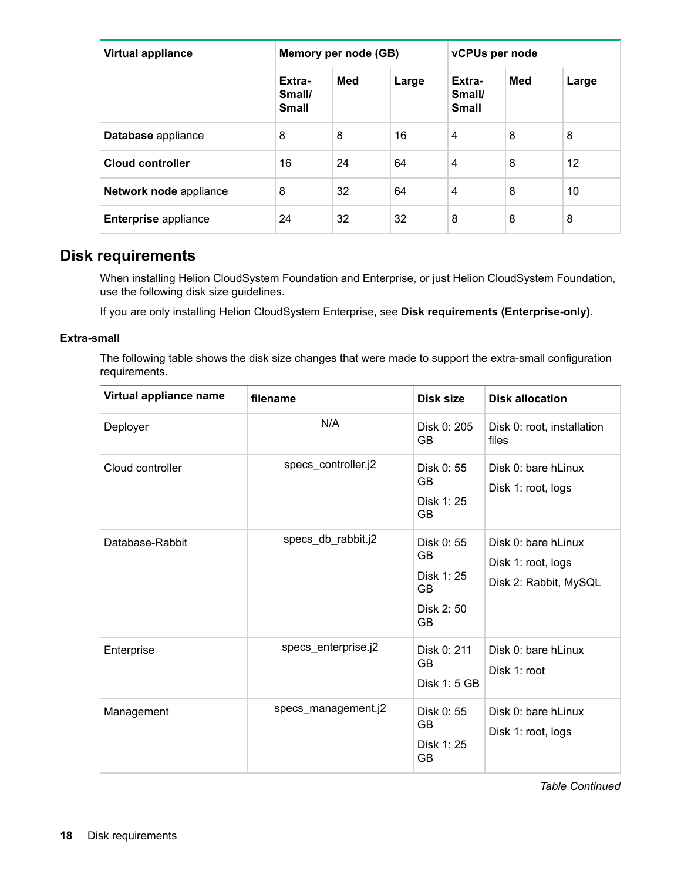| Virtual appliance | Memory per node (GB) | | | vCPUs per node | | |
|---|---|---|---|---|---|---|
| | Extra-Small/ Small | Med | Large | Extra-Small/ Small | Med | Large |
| **Database** appliance | 8 | 8 | 16 | 4 | 8 | 8 |
| **Cloud controller** | 16 | 24 | 64 | 4 | 8 | 12 |
| **Network node** appliance | 8 | 32 | 64 | 4 | 8 | 10 |
| **Enterprise** appliance | 24 | 32 | 32 | 8 | 8 | 8 |

## Disk requirements

When installing Helion CloudSystem Foundation and Enterprise, or just Helion CloudSystem Foundation, use the following disk size guidelines.

If you are only installing Helion CloudSystem Enterprise, see **Disk requirements (Enterprise-only)**.

### Extra-small

The following table shows the disk size changes that were made to support the extra-small configuration requirements.

| Virtual appliance name | filename | Disk size | Disk allocation |
|---|---|---|---|
| Deployer | N/A | Disk 0: 205 GB | Disk 0: root, installation files |
| Cloud controller | specs_controller.j2 | Disk 0: 55 GB<br>Disk 1: 25 GB | Disk 0: bare hLinux<br>Disk 1: root, logs |
| Database-Rabbit | specs_db_rabbit.j2 | Disk 0: 55 GB<br>Disk 1: 25 GB<br>Disk 2: 50 GB | Disk 0: bare hLinux<br>Disk 1: root, logs<br>Disk 2: Rabbit, MySQL |
| Enterprise | specs_enterprise.j2 | Disk 0: 211 GB<br>Disk 1: 5 GB | Disk 0: bare hLinux<br>Disk 1: root |
| Management | specs_management.j2 | Disk 0: 55 GB<br>Disk 1: 25 GB | Disk 0: bare hLinux<br>Disk 1: root, logs |

*Table Continued*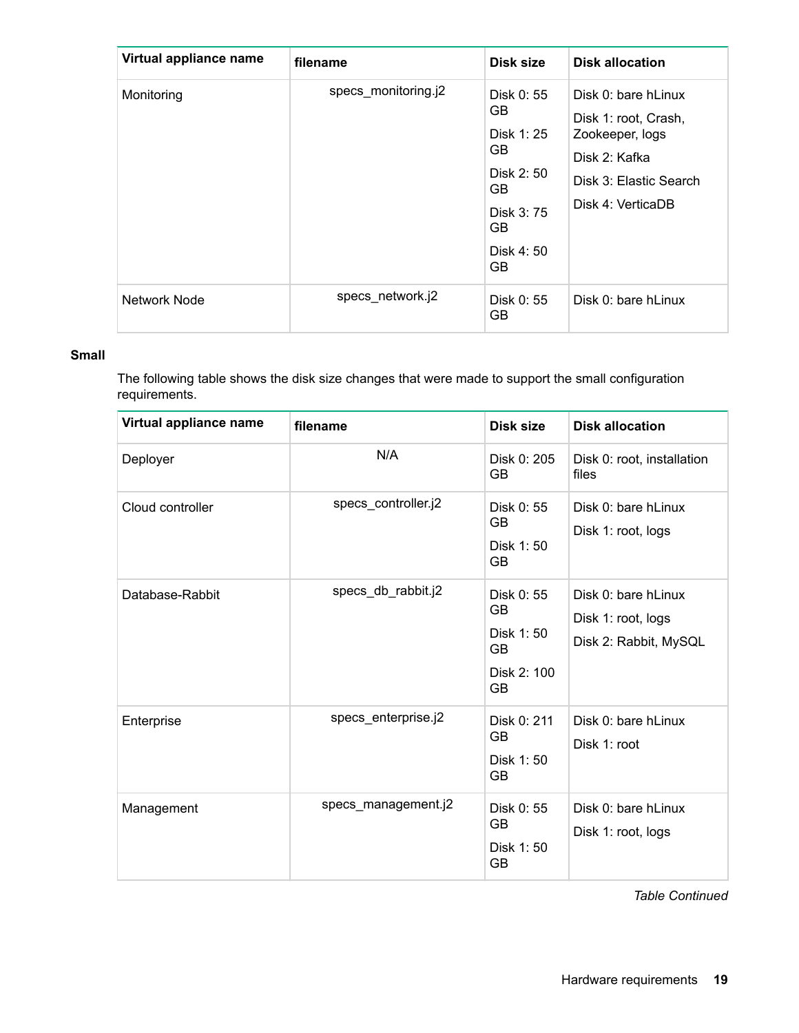| Virtual appliance name | filename | Disk size | Disk allocation |
|---|---|---|---|
| Monitoring | specs_monitoring.j2 | Disk 0: 55 GB<br>Disk 1: 25 GB<br>Disk 2: 50 GB<br>Disk 3: 75 GB<br>Disk 4: 50 GB | Disk 0: bare hLinux<br>Disk 1: root, Crash, Zookeeper, logs<br>Disk 2: Kafka<br>Disk 3: Elastic Search<br>Disk 4: VerticaDB |
| Network Node | specs_network.j2 | Disk 0: 55 GB | Disk 0: bare hLinux |

**Small**

The following table shows the disk size changes that were made to support the small configuration requirements.

| Virtual appliance name | filename | Disk size | Disk allocation |
|---|---|---|---|
| Deployer | N/A | Disk 0: 205 GB | Disk 0: root, installation files |
| Cloud controller | specs_controller.j2 | Disk 0: 55 GB<br>Disk 1: 50 GB | Disk 0: bare hLinux<br>Disk 1: root, logs |
| Database-Rabbit | specs_db_rabbit.j2 | Disk 0: 55 GB<br>Disk 1: 50 GB<br>Disk 2: 100 GB | Disk 0: bare hLinux<br>Disk 1: root, logs<br>Disk 2: Rabbit, MySQL |
| Enterprise | specs_enterprise.j2 | Disk 0: 211 GB<br>Disk 1: 50 GB | Disk 0: bare hLinux<br>Disk 1: root |
| Management | specs_management.j2 | Disk 0: 55 GB<br>Disk 1: 50 GB | Disk 0: bare hLinux<br>Disk 1: root, logs |

*Table Continued*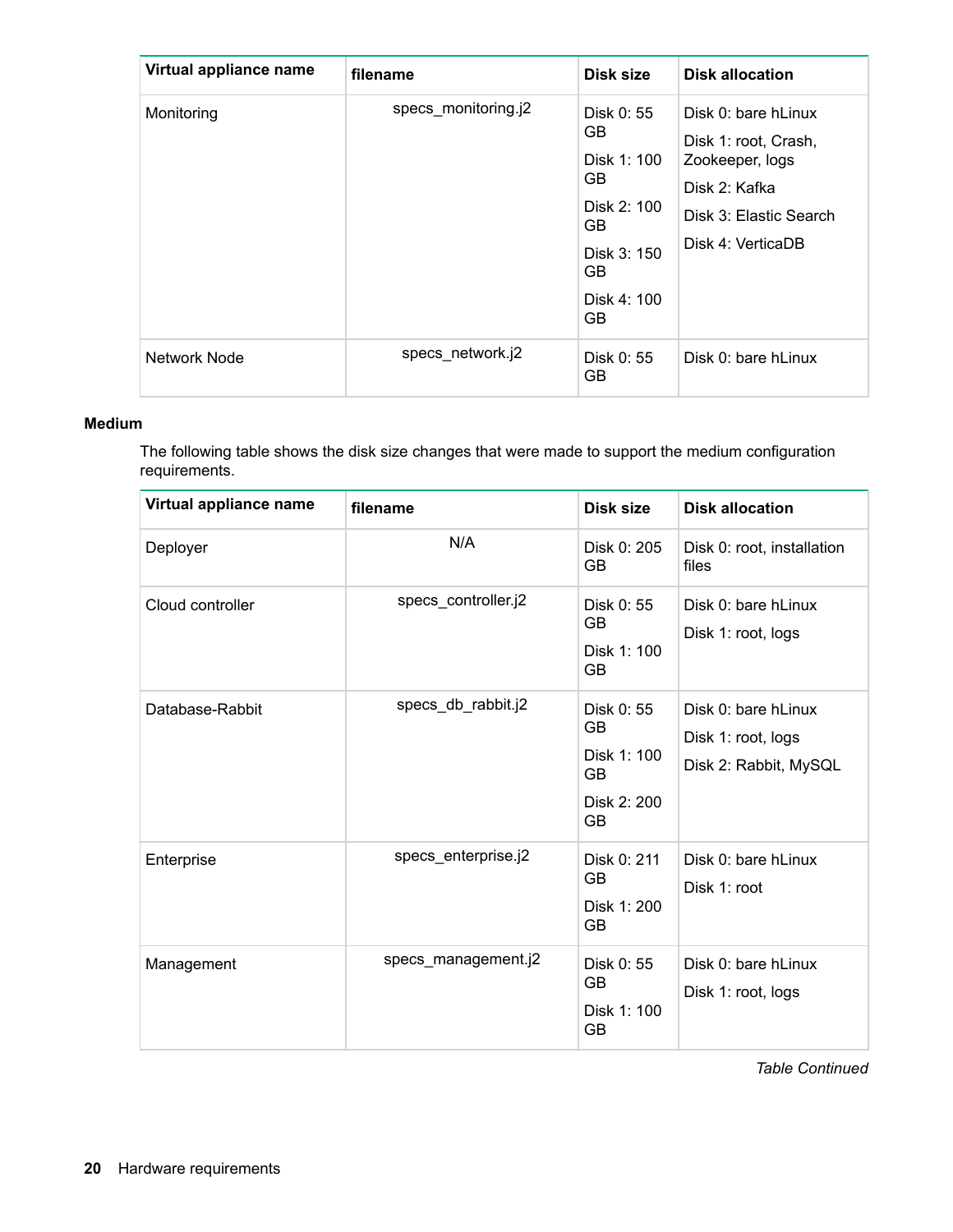| Virtual appliance name | filename | Disk size | Disk allocation |
| --- | --- | --- | --- |
| Monitoring | specs_monitoring.j2 | Disk 0: 55 GB<br>Disk 1: 100 GB<br>Disk 2: 100 GB<br>Disk 3: 150 GB<br>Disk 4: 100 GB | Disk 0: bare hLinux<br>Disk 1: root, Crash, Zookeeper, logs<br>Disk 2: Kafka<br>Disk 3: Elastic Search<br>Disk 4: VerticaDB |
| Network Node | specs_network.j2 | Disk 0: 55 GB | Disk 0: bare hLinux |

**Medium**

The following table shows the disk size changes that were made to support the medium configuration requirements.

| Virtual appliance name | filename | Disk size | Disk allocation |
| --- | --- | --- | --- |
| Deployer | N/A | Disk 0: 205 GB | Disk 0: root, installation files |
| Cloud controller | specs_controller.j2 | Disk 0: 55 GB<br>Disk 1: 100 GB | Disk 0: bare hLinux<br>Disk 1: root, logs |
| Database-Rabbit | specs_db_rabbit.j2 | Disk 0: 55 GB<br>Disk 1: 100 GB<br>Disk 2: 200 GB | Disk 0: bare hLinux<br>Disk 1: root, logs<br>Disk 2: Rabbit, MySQL |
| Enterprise | specs_enterprise.j2 | Disk 0: 211 GB<br>Disk 1: 200 GB | Disk 0: bare hLinux<br>Disk 1: root |
| Management | specs_management.j2 | Disk 0: 55 GB<br>Disk 1: 100 GB | Disk 0: bare hLinux<br>Disk 1: root, logs |

*Table Continued*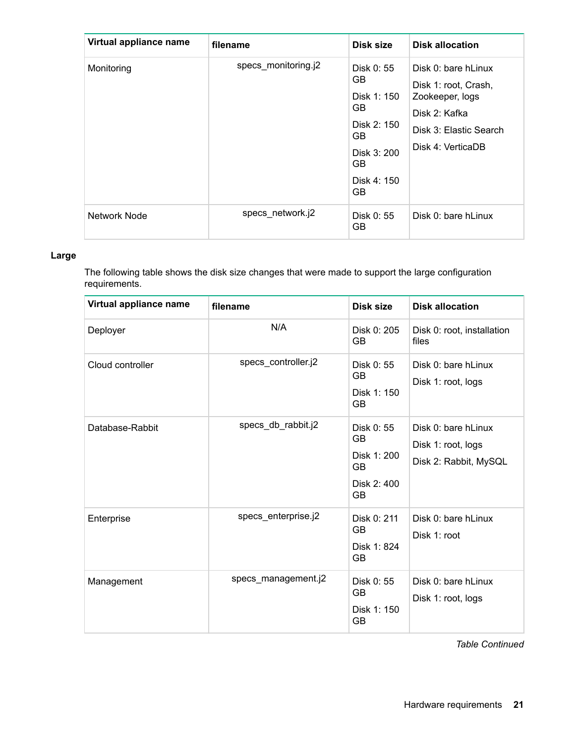| Virtual appliance name | filename | Disk size | Disk allocation |
|---|---|---|---|
| Monitoring | specs_monitoring.j2 | Disk 0: 55 GB<br>Disk 1: 150 GB<br>Disk 2: 150 GB<br>Disk 3: 200 GB<br>Disk 4: 150 GB | Disk 0: bare hLinux<br>Disk 1: root, Crash, Zookeeper, logs<br>Disk 2: Kafka<br>Disk 3: Elastic Search<br>Disk 4: VerticaDB |
| Network Node | specs_network.j2 | Disk 0: 55 GB | Disk 0: bare hLinux |

**Large**

The following table shows the disk size changes that were made to support the large configuration requirements.

| Virtual appliance name | filename | Disk size | Disk allocation |
|---|---|---|---|
| Deployer | N/A | Disk 0: 205 GB | Disk 0: root, installation files |
| Cloud controller | specs_controller.j2 | Disk 0: 55 GB<br>Disk 1: 150 GB | Disk 0: bare hLinux<br>Disk 1: root, logs |
| Database-Rabbit | specs_db_rabbit.j2 | Disk 0: 55 GB<br>Disk 1: 200 GB<br>Disk 2: 400 GB | Disk 0: bare hLinux<br>Disk 1: root, logs<br>Disk 2: Rabbit, MySQL |
| Enterprise | specs_enterprise.j2 | Disk 0: 211 GB<br>Disk 1: 824 GB | Disk 0: bare hLinux<br>Disk 1: root |
| Management | specs_management.j2 | Disk 0: 55 GB<br>Disk 1: 150 GB | Disk 0: bare hLinux<br>Disk 1: root, logs |

*Table Continued*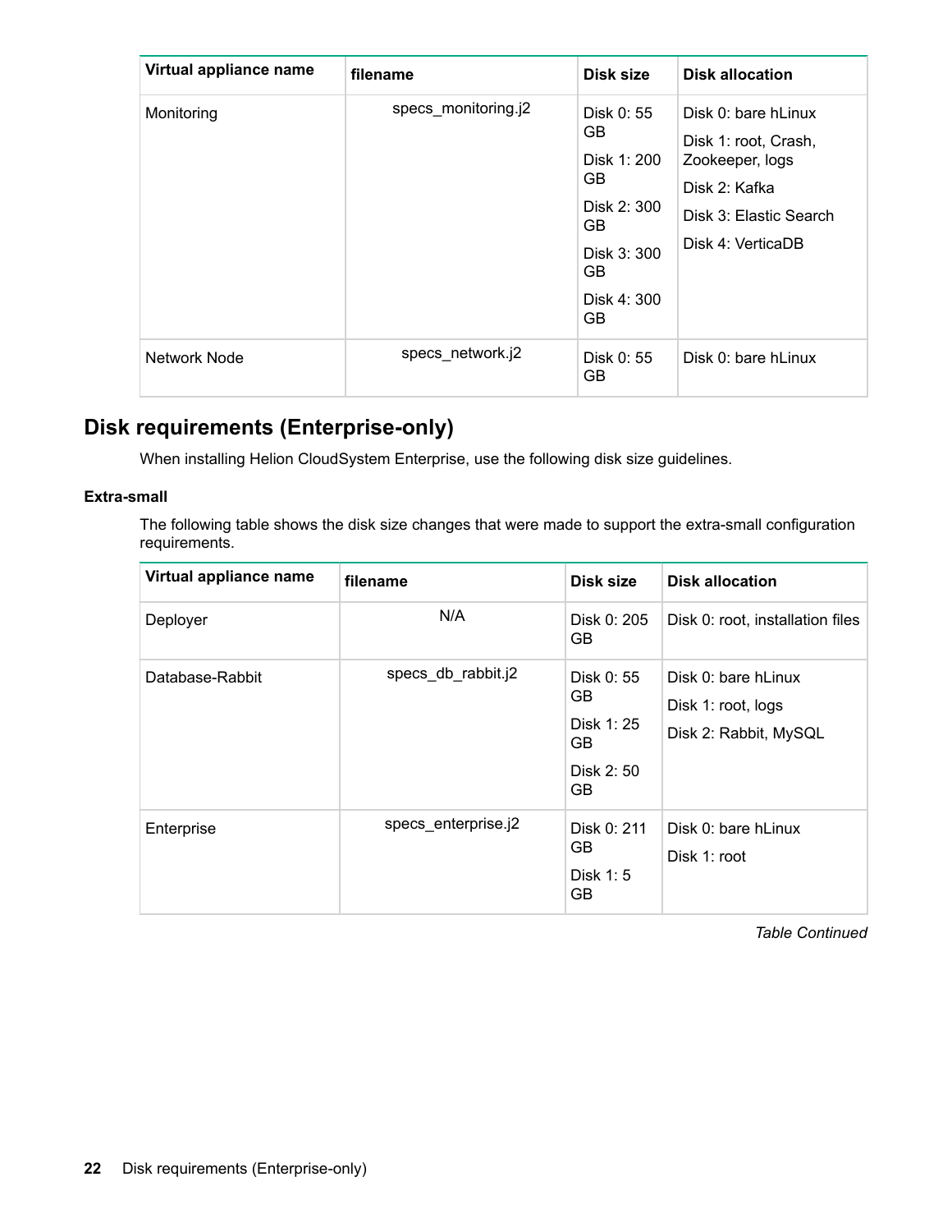| Virtual appliance name | filename | Disk size | Disk allocation |
|---|---|---|---|
| Monitoring | specs_monitoring.j2 | Disk 0: 55 GB<br>Disk 1: 200 GB<br>Disk 2: 300 GB<br>Disk 3: 300 GB<br>Disk 4: 300 GB | Disk 0: bare hLinux<br>Disk 1: root, Crash, Zookeeper, logs<br>Disk 2: Kafka<br>Disk 3: Elastic Search<br>Disk 4: VerticaDB |
| Network Node | specs_network.j2 | Disk 0: 55 GB | Disk 0: bare hLinux |

## Disk requirements (Enterprise-only)

When installing Helion CloudSystem Enterprise, use the following disk size guidelines.

### Extra-small

The following table shows the disk size changes that were made to support the extra-small configuration requirements.

| Virtual appliance name | filename | Disk size | Disk allocation |
|---|---|---|---|
| Deployer | N/A | Disk 0: 205 GB | Disk 0: root, installation files |
| Database-Rabbit | specs_db_rabbit.j2 | Disk 0: 55 GB<br>Disk 1: 25 GB<br>Disk 2: 50 GB | Disk 0: bare hLinux<br>Disk 1: root, logs<br>Disk 2: Rabbit, MySQL |
| Enterprise | specs_enterprise.j2 | Disk 0: 211 GB<br>Disk 1: 5 GB | Disk 0: bare hLinux<br>Disk 1: root |

*Table Continued*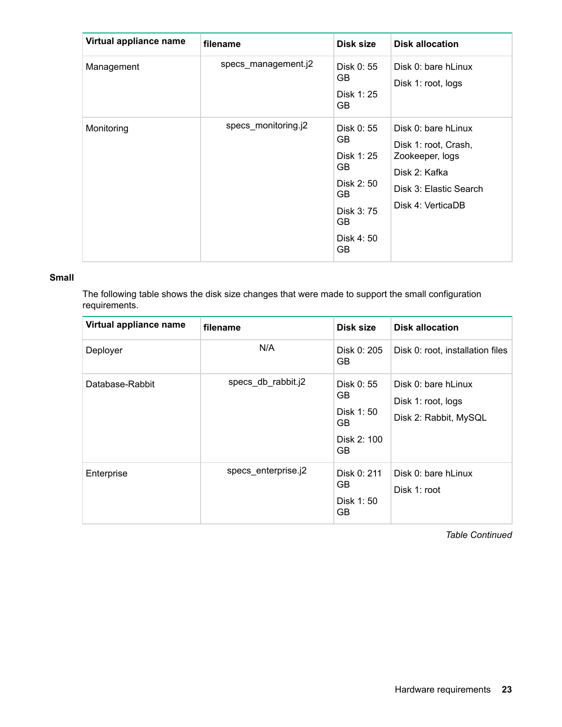| Virtual appliance name | filename | Disk size | Disk allocation |
| --- | --- | --- | --- |
| Management | specs_management.j2 | Disk 0: 55 GB<br>Disk 1: 25 GB | Disk 0: bare hLinux<br>Disk 1: root, logs |
| Monitoring | specs_monitoring.j2 | Disk 0: 55 GB<br>Disk 1: 25 GB<br>Disk 2: 50 GB<br>Disk 3: 75 GB<br>Disk 4: 50 GB | Disk 0: bare hLinux<br>Disk 1: root, Crash, Zookeeper, logs<br>Disk 2: Kafka<br>Disk 3: Elastic Search<br>Disk 4: VerticaDB |

**Small**

The following table shows the disk size changes that were made to support the small configuration requirements.

| Virtual appliance name | filename | Disk size | Disk allocation |
| --- | --- | --- | --- |
| Deployer | N/A | Disk 0: 205 GB | Disk 0: root, installation files |
| Database-Rabbit | specs_db_rabbit.j2 | Disk 0: 55 GB<br>Disk 1: 50 GB<br>Disk 2: 100 GB | Disk 0: bare hLinux<br>Disk 1: root, logs<br>Disk 2: Rabbit, MySQL |
| Enterprise | specs_enterprise.j2 | Disk 0: 211 GB<br>Disk 1: 50 GB | Disk 0: bare hLinux<br>Disk 1: root |

*Table Continued*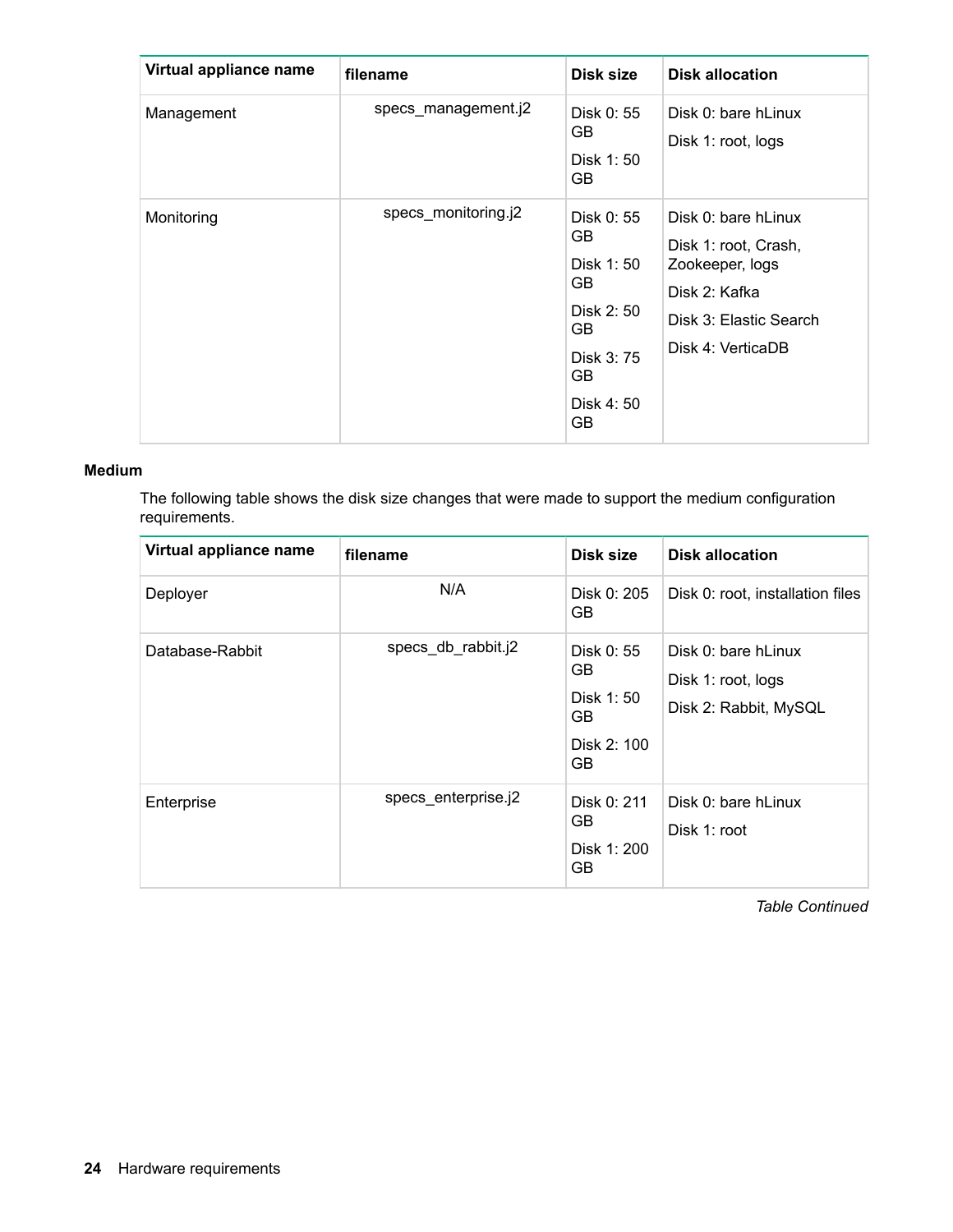| Virtual appliance name | filename | Disk size | Disk allocation |
|---|---|---|---|
| Management | specs_management.j2 | Disk 0: 55 GB<br>Disk 1: 50 GB | Disk 0: bare hLinux<br>Disk 1: root, logs |
| Monitoring | specs_monitoring.j2 | Disk 0: 55 GB<br>Disk 1: 50 GB<br>Disk 2: 50 GB<br>Disk 3: 75 GB<br>Disk 4: 50 GB | Disk 0: bare hLinux<br>Disk 1: root, Crash, Zookeeper, logs<br>Disk 2: Kafka<br>Disk 3: Elastic Search<br>Disk 4: VerticaDB |

**Medium**

The following table shows the disk size changes that were made to support the medium configuration requirements.

| Virtual appliance name | filename | Disk size | Disk allocation |
|---|---|---|---|
| Deployer | N/A | Disk 0: 205 GB | Disk 0: root, installation files |
| Database-Rabbit | specs_db_rabbit.j2 | Disk 0: 55 GB<br>Disk 1: 50 GB<br>Disk 2: 100 GB | Disk 0: bare hLinux<br>Disk 1: root, logs<br>Disk 2: Rabbit, MySQL |
| Enterprise | specs_enterprise.j2 | Disk 0: 211 GB<br>Disk 1: 200 GB | Disk 0: bare hLinux<br>Disk 1: root |

*Table Continued*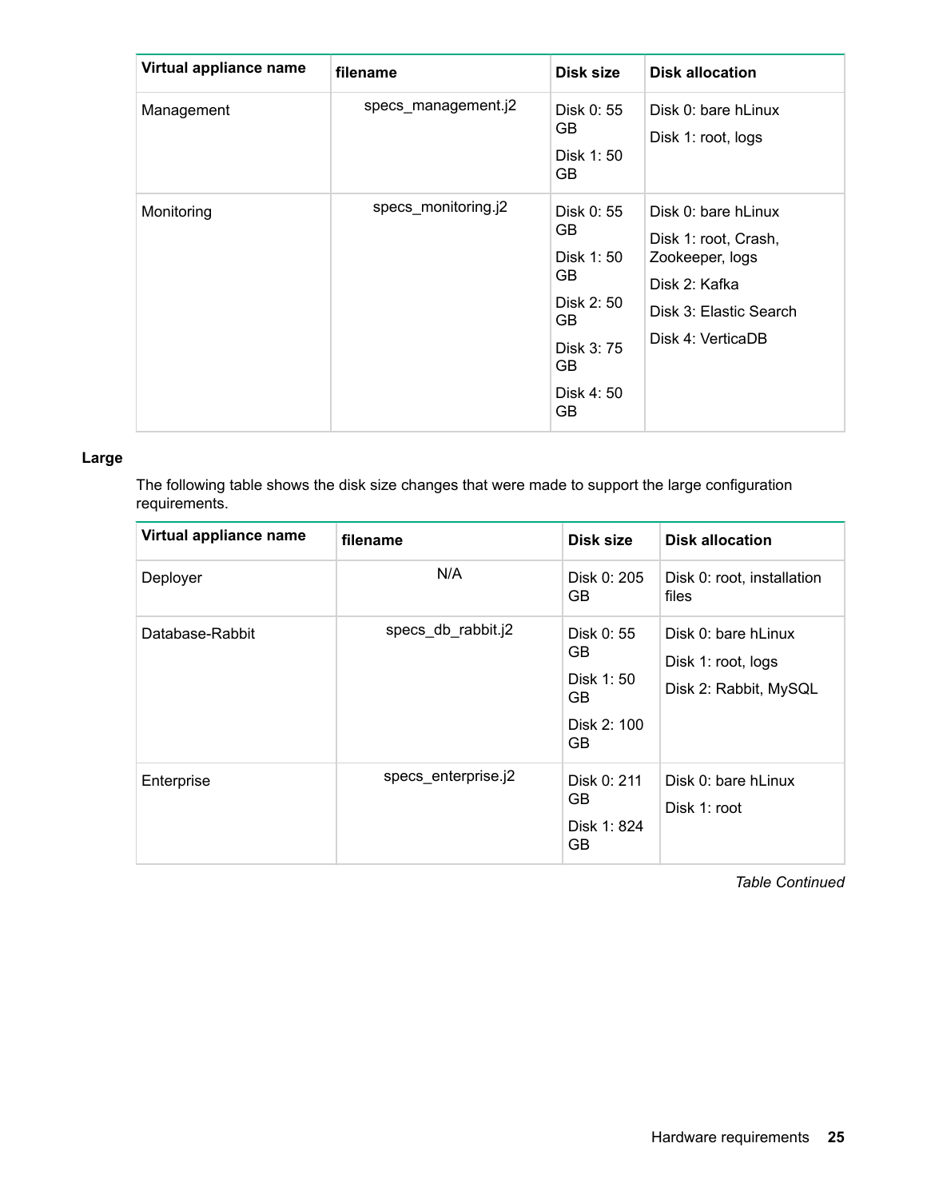| Virtual appliance name | filename | Disk size | Disk allocation |
|---|---|---|---|
| Management | specs_management.j2 | Disk 0: 55 GB<br>Disk 1: 50 GB | Disk 0: bare hLinux<br>Disk 1: root, logs |
| Monitoring | specs_monitoring.j2 | Disk 0: 55 GB<br>Disk 1: 50 GB<br>Disk 2: 50 GB<br>Disk 3: 75 GB<br>Disk 4: 50 GB | Disk 0: bare hLinux<br>Disk 1: root, Crash, Zookeeper, logs<br>Disk 2: Kafka<br>Disk 3: Elastic Search<br>Disk 4: VerticaDB |

**Large**

The following table shows the disk size changes that were made to support the large configuration requirements.

| Virtual appliance name | filename | Disk size | Disk allocation |
|---|---|---|---|
| Deployer | N/A | Disk 0: 205 GB | Disk 0: root, installation files |
| Database-Rabbit | specs_db_rabbit.j2 | Disk 0: 55 GB<br>Disk 1: 50 GB<br>Disk 2: 100 GB | Disk 0: bare hLinux<br>Disk 1: root, logs<br>Disk 2: Rabbit, MySQL |
| Enterprise | specs_enterprise.j2 | Disk 0: 211 GB<br>Disk 1: 824 GB | Disk 0: bare hLinux<br>Disk 1: root |

*Table Continued*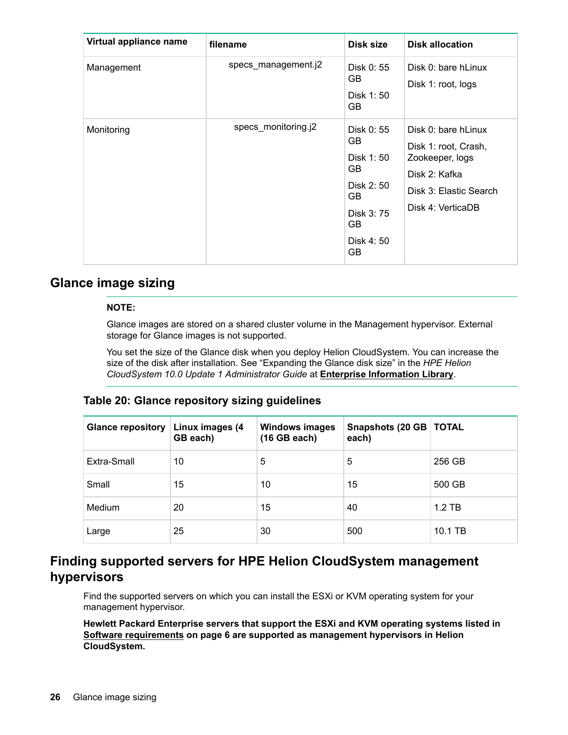| Virtual appliance name | filename | Disk size | Disk allocation |
|---|---|---|---|
| Management | specs_management.j2 | Disk 0: 55 GB<br>Disk 1: 50 GB | Disk 0: bare hLinux<br>Disk 1: root, logs |
| Monitoring | specs_monitoring.j2 | Disk 0: 55 GB<br>Disk 1: 50 GB<br>Disk 2: 50 GB<br>Disk 3: 75 GB<br>Disk 4: 50 GB | Disk 0: bare hLinux<br>Disk 1: root, Crash, Zookeeper, logs<br>Disk 2: Kafka<br>Disk 3: Elastic Search<br>Disk 4: VerticaDB |

## Glance image sizing

**NOTE:**

Glance images are stored on a shared cluster volume in the Management hypervisor. External storage for Glance images is not supported.

You set the size of the Glance disk when you deploy Helion CloudSystem. You can increase the size of the disk after installation. See “Expanding the Glance disk size” in the *HPE Helion CloudSystem 10.0 Update 1 Administrator Guide* at **Enterprise Information Library**.

**Table 20: Glance repository sizing guidelines**

| Glance repository | Linux images (4 GB each) | Windows images (16 GB each) | Snapshots (20 GB each) | TOTAL |
|---|---|---|---|---|
| Extra-Small | 10 | 5 | 5 | 256 GB |
| Small | 15 | 10 | 15 | 500 GB |
| Medium | 20 | 15 | 40 | 1.2 TB |
| Large | 25 | 30 | 500 | 10.1 TB |

## Finding supported servers for HPE Helion CloudSystem management hypervisors

Find the supported servers on which you can install the ESXi or KVM operating system for your management hypervisor.

**Hewlett Packard Enterprise servers that support the ESXi and KVM operating systems listed in Software requirements on page 6 are supported as management hypervisors in Helion CloudSystem.**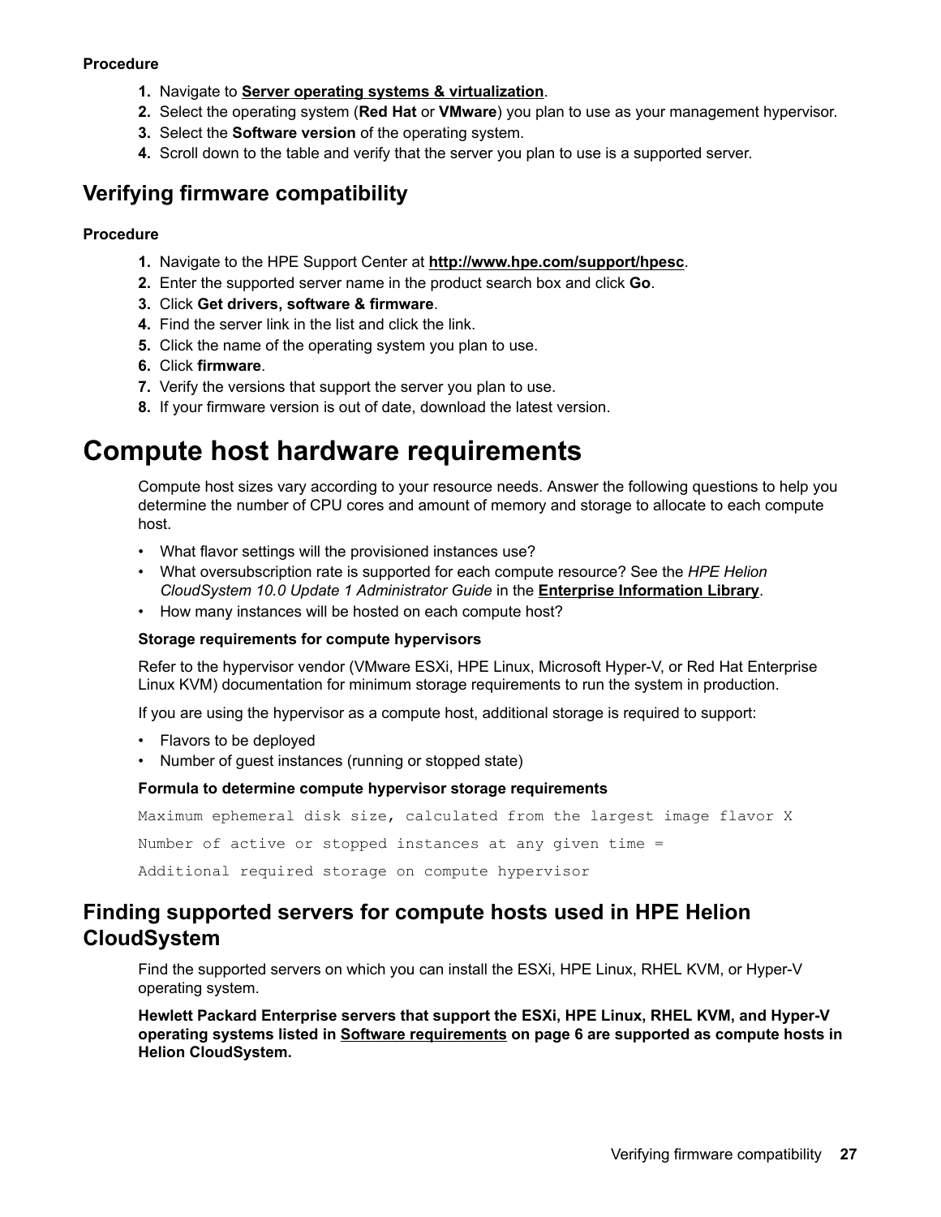**Procedure**

1. Navigate to **Server operating systems & virtualization**.
2. Select the operating system (**Red Hat** or **VMware**) you plan to use as your management hypervisor.
3. Select the **Software version** of the operating system.
4. Scroll down to the table and verify that the server you plan to use is a supported server.

## Verifying firmware compatibility

**Procedure**

1. Navigate to the HPE Support Center at **http://www.hpe.com/support/hpesc**.
2. Enter the supported server name in the product search box and click **Go**.
3. Click **Get drivers, software & firmware**.
4. Find the server link in the list and click the link.
5. Click the name of the operating system you plan to use.
6. Click **firmware**.
7. Verify the versions that support the server you plan to use.
8. If your firmware version is out of date, download the latest version.

# Compute host hardware requirements

Compute host sizes vary according to your resource needs. Answer the following questions to help you determine the number of CPU cores and amount of memory and storage to allocate to each compute host.

- What flavor settings will the provisioned instances use?
- What oversubscription rate is supported for each compute resource? See the *HPE Helion CloudSystem 10.0 Update 1 Administrator Guide* in the **Enterprise Information Library**.
- How many instances will be hosted on each compute host?

**Storage requirements for compute hypervisors**

Refer to the hypervisor vendor (VMware ESXi, HPE Linux, Microsoft Hyper-V, or Red Hat Enterprise Linux KVM) documentation for minimum storage requirements to run the system in production.

If you are using the hypervisor as a compute host, additional storage is required to support:

- Flavors to be deployed
- Number of guest instances (running or stopped state)

**Formula to determine compute hypervisor storage requirements**

```
Maximum ephemeral disk size, calculated from the largest image flavor X

Number of active or stopped instances at any given time =

Additional required storage on compute hypervisor
```

## Finding supported servers for compute hosts used in HPE Helion CloudSystem

Find the supported servers on which you can install the ESXi, HPE Linux, RHEL KVM, or Hyper-V operating system.

**Hewlett Packard Enterprise servers that support the ESXi, HPE Linux, RHEL KVM, and Hyper-V operating systems listed in Software requirements on page 6 are supported as compute hosts in Helion CloudSystem.**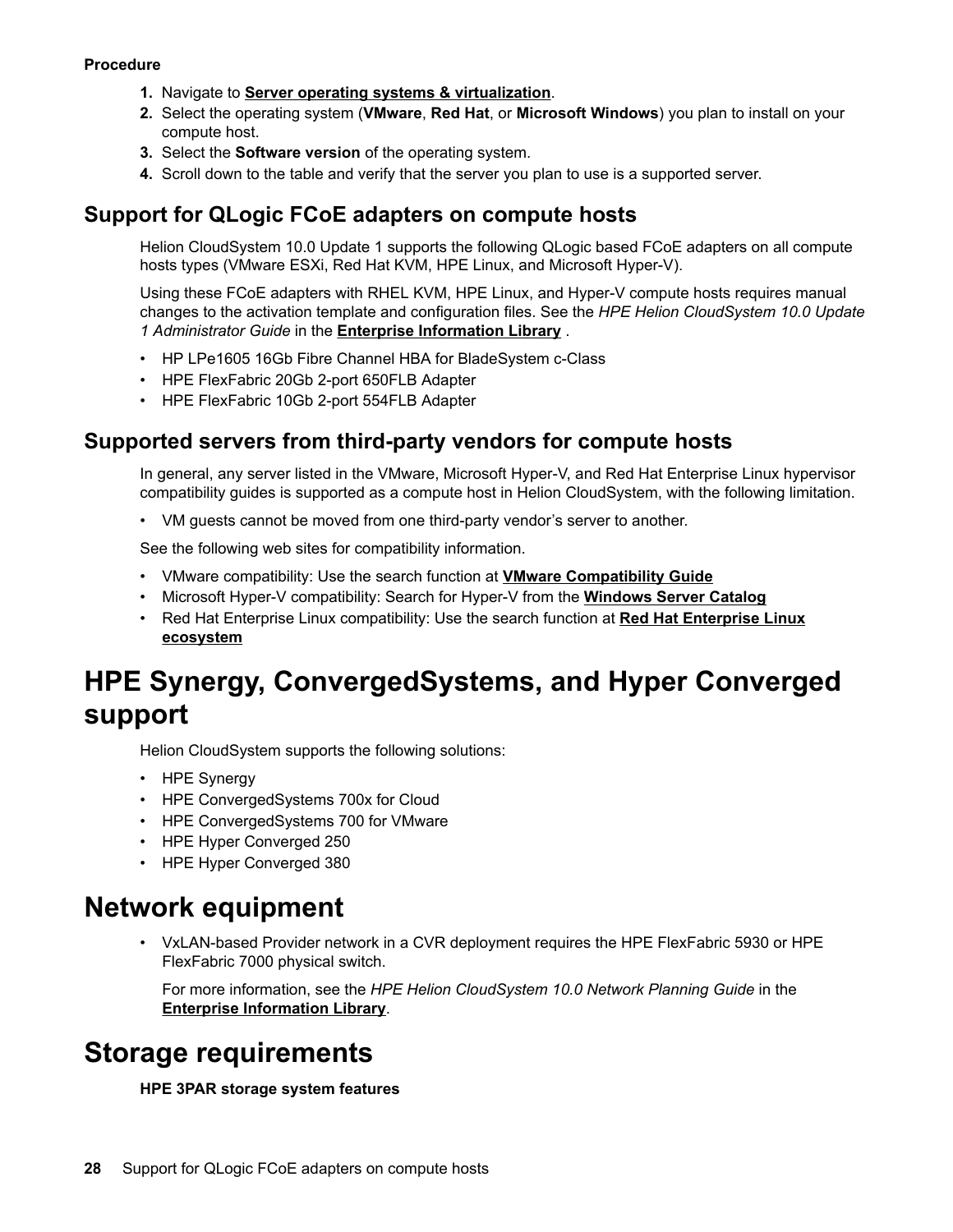**Procedure**

1. Navigate to **Server operating systems & virtualization**.
2. Select the operating system (**VMware**, **Red Hat**, or **Microsoft Windows**) you plan to install on your compute host.
3. Select the **Software version** of the operating system.
4. Scroll down to the table and verify that the server you plan to use is a supported server.

## Support for QLogic FCoE adapters on compute hosts

Helion CloudSystem 10.0 Update 1 supports the following QLogic based FCoE adapters on all compute hosts types (VMware ESXi, Red Hat KVM, HPE Linux, and Microsoft Hyper-V).

Using these FCoE adapters with RHEL KVM, HPE Linux, and Hyper-V compute hosts requires manual changes to the activation template and configuration files. See the *HPE Helion CloudSystem 10.0 Update 1 Administrator Guide* in the **Enterprise Information Library** .

- HP LPe1605 16Gb Fibre Channel HBA for BladeSystem c-Class
- HPE FlexFabric 20Gb 2-port 650FLB Adapter
- HPE FlexFabric 10Gb 2-port 554FLB Adapter

## Supported servers from third-party vendors for compute hosts

In general, any server listed in the VMware, Microsoft Hyper-V, and Red Hat Enterprise Linux hypervisor compatibility guides is supported as a compute host in Helion CloudSystem, with the following limitation.

- VM guests cannot be moved from one third-party vendor's server to another.

See the following web sites for compatibility information.

- VMware compatibility: Use the search function at **VMware Compatibility Guide**
- Microsoft Hyper-V compatibility: Search for Hyper-V from the **Windows Server Catalog**
- Red Hat Enterprise Linux compatibility: Use the search function at **Red Hat Enterprise Linux ecosystem**

# HPE Synergy, ConvergedSystems, and Hyper Converged support

Helion CloudSystem supports the following solutions:

- HPE Synergy
- HPE ConvergedSystems 700x for Cloud
- HPE ConvergedSystems 700 for VMware
- HPE Hyper Converged 250
- HPE Hyper Converged 380

# Network equipment

- VxLAN-based Provider network in a CVR deployment requires the HPE FlexFabric 5930 or HPE FlexFabric 7000 physical switch.

  For more information, see the *HPE Helion CloudSystem 10.0 Network Planning Guide* in the **Enterprise Information Library**.

# Storage requirements

**HPE 3PAR storage system features**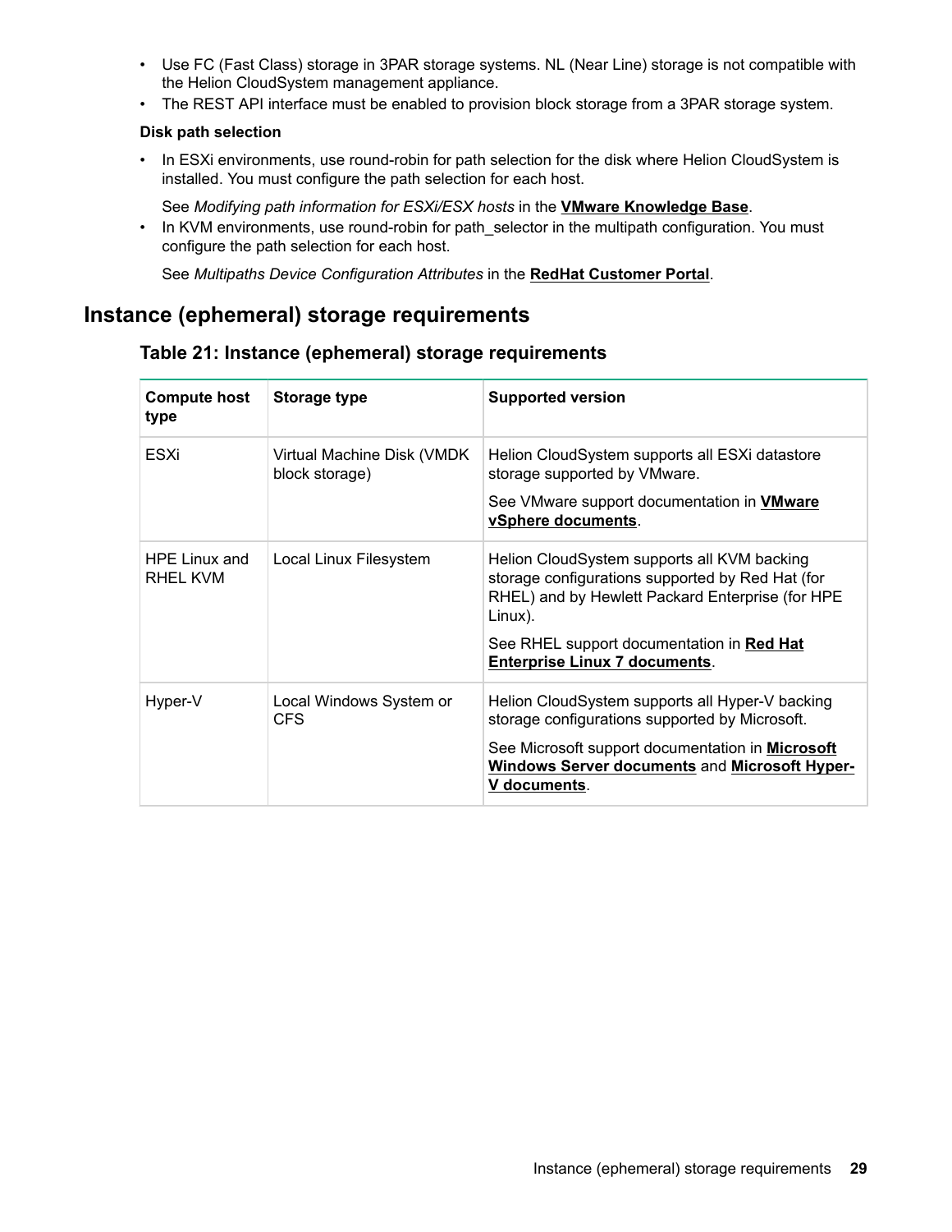- Use FC (Fast Class) storage in 3PAR storage systems. NL (Near Line) storage is not compatible with the Helion CloudSystem management appliance.
- The REST API interface must be enabled to provision block storage from a 3PAR storage system.

**Disk path selection**

- In ESXi environments, use round-robin for path selection for the disk where Helion CloudSystem is installed. You must configure the path selection for each host.

  See *Modifying path information for ESXi/ESX hosts* in the **VMware Knowledge Base**.
- In KVM environments, use round-robin for path_selector in the multipath configuration. You must configure the path selection for each host.

  See *Multipaths Device Configuration Attributes* in the **RedHat Customer Portal**.

## Instance (ephemeral) storage requirements

### Table 21: Instance (ephemeral) storage requirements

| Compute host type | Storage type | Supported version |
|---|---|---|
| ESXi | Virtual Machine Disk (VMDK block storage) | Helion CloudSystem supports all ESXi datastore storage supported by VMware.<br><br>See VMware support documentation in **VMware vSphere documents**. |
| HPE Linux and RHEL KVM | Local Linux Filesystem | Helion CloudSystem supports all KVM backing storage configurations supported by Red Hat (for RHEL) and by Hewlett Packard Enterprise (for HPE Linux).<br><br>See RHEL support documentation in **Red Hat Enterprise Linux 7 documents**. |
| Hyper-V | Local Windows System or CFS | Helion CloudSystem supports all Hyper-V backing storage configurations supported by Microsoft.<br><br>See Microsoft support documentation in **Microsoft Windows Server documents** and **Microsoft Hyper-V documents**. |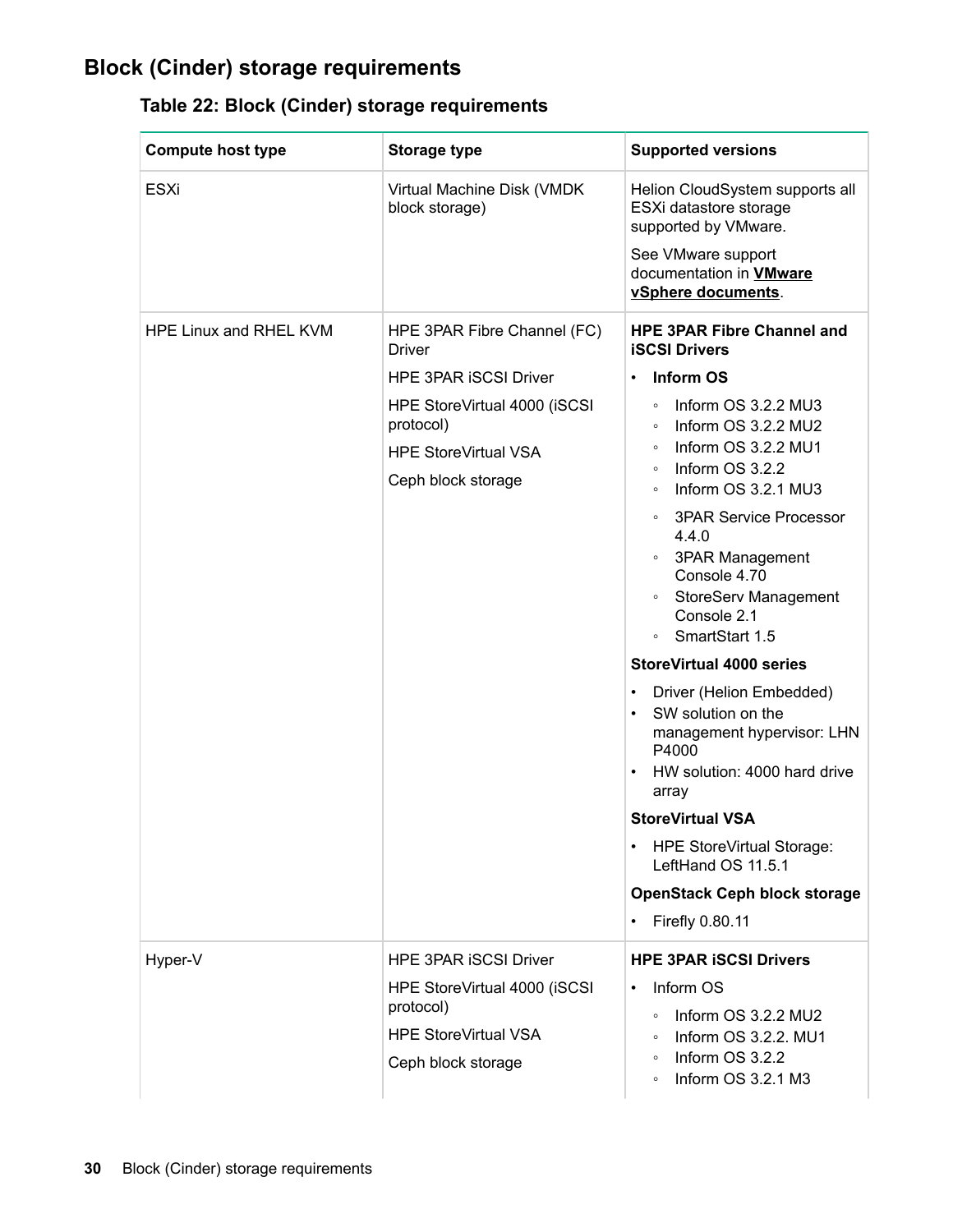## Block (Cinder) storage requirements

**Table 22: Block (Cinder) storage requirements**

| Compute host type | Storage type | Supported versions |
|---|---|---|
| ESXi | Virtual Machine Disk (VMDK block storage) | Helion CloudSystem supports all ESXi datastore storage supported by VMware.<br><br>See VMware support documentation in **VMware vSphere documents**. |
| HPE Linux and RHEL KVM | HPE 3PAR Fibre Channel (FC) Driver<br><br>HPE 3PAR iSCSI Driver<br><br>HPE StoreVirtual 4000 (iSCSI protocol)<br><br>HPE StoreVirtual VSA<br><br>Ceph block storage | **HPE 3PAR Fibre Channel and iSCSI Drivers**<br><br>• **Inform OS**<br>◦ Inform OS 3.2.2 MU3<br>◦ Inform OS 3.2.2 MU2<br>◦ Inform OS 3.2.2 MU1<br>◦ Inform OS 3.2.2<br>◦ Inform OS 3.2.1 MU3<br>◦ 3PAR Service Processor 4.4.0<br>◦ 3PAR Management Console 4.70<br>◦ StoreServ Management Console 2.1<br>◦ SmartStart 1.5<br><br>**StoreVirtual 4000 series**<br><br>• Driver (Helion Embedded)<br>• SW solution on the management hypervisor: LHN P4000<br>• HW solution: 4000 hard drive array<br><br>**StoreVirtual VSA**<br><br>• HPE StoreVirtual Storage: LeftHand OS 11.5.1<br><br>**OpenStack Ceph block storage**<br><br>• Firefly 0.80.11 |
| Hyper-V | HPE 3PAR iSCSI Driver<br><br>HPE StoreVirtual 4000 (iSCSI protocol)<br><br>HPE StoreVirtual VSA<br><br>Ceph block storage | **HPE 3PAR iSCSI Drivers**<br><br>• Inform OS<br>◦ Inform OS 3.2.2 MU2<br>◦ Inform OS 3.2.2. MU1<br>◦ Inform OS 3.2.2<br>◦ Inform OS 3.2.1 M3 |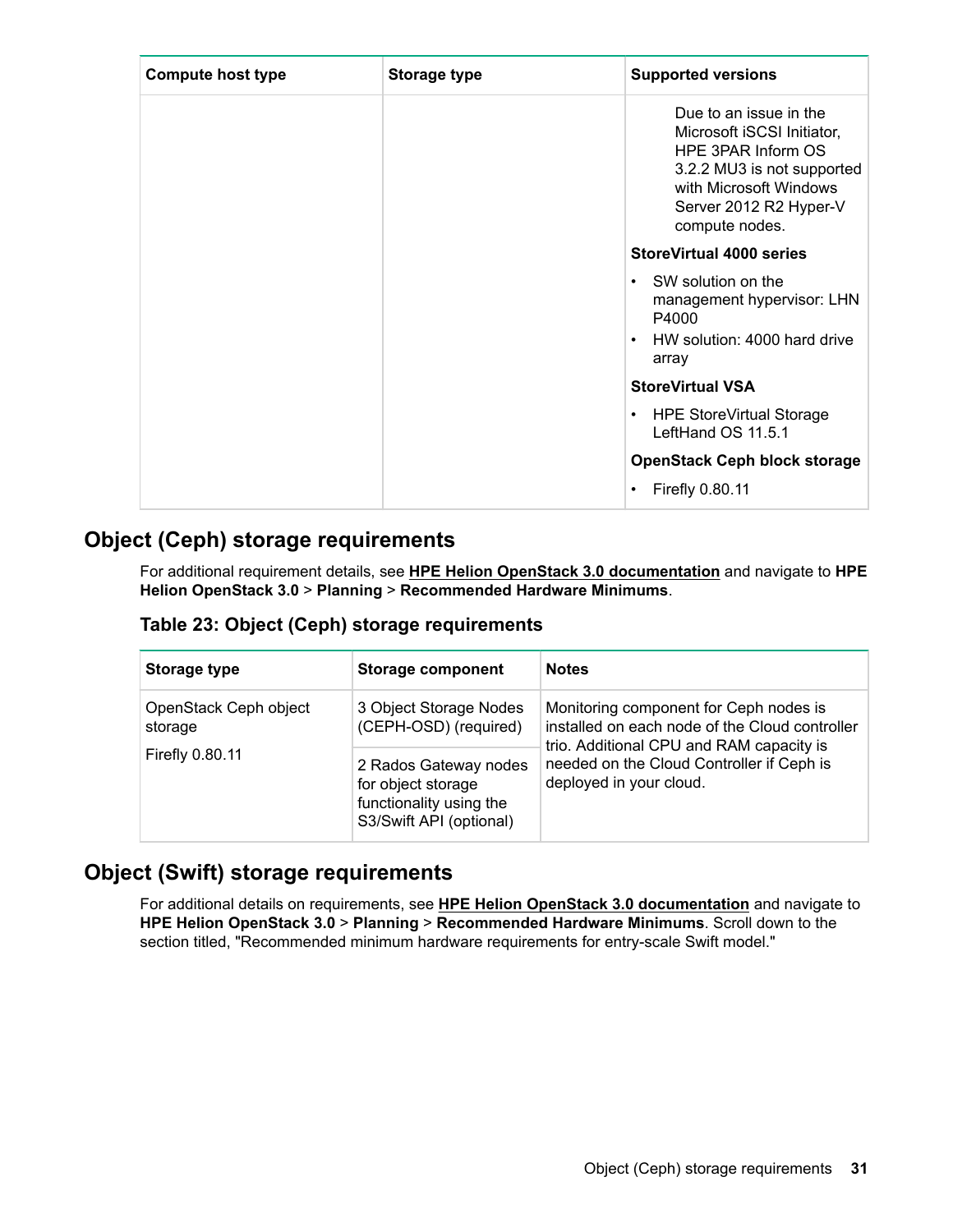| Compute host type | Storage type | Supported versions |
|---|---|---|
| | | Due to an issue in the Microsoft iSCSI Initiator, HPE 3PAR Inform OS 3.2.2 MU3 is not supported with Microsoft Windows Server 2012 R2 Hyper-V compute nodes.<br><br>**StoreVirtual 4000 series**<br>• SW solution on the management hypervisor: LHN P4000<br>• HW solution: 4000 hard drive array<br><br>**StoreVirtual VSA**<br>• HPE StoreVirtual Storage LeftHand OS 11.5.1<br><br>**OpenStack Ceph block storage**<br>• Firefly 0.80.11 |

## Object (Ceph) storage requirements

For additional requirement details, see **HPE Helion OpenStack 3.0 documentation** and navigate to **HPE Helion OpenStack 3.0** > **Planning** > **Recommended Hardware Minimums**.

### Table 23: Object (Ceph) storage requirements

| Storage type | Storage component | Notes |
|---|---|---|
| OpenStack Ceph object storage<br><br>Firefly 0.80.11 | 3 Object Storage Nodes (CEPH-OSD) (required) | Monitoring component for Ceph nodes is installed on each node of the Cloud controller trio. Additional CPU and RAM capacity is needed on the Cloud Controller if Ceph is deployed in your cloud. |
| | 2 Rados Gateway nodes for object storage functionality using the S3/Swift API (optional) | |

## Object (Swift) storage requirements

For additional details on requirements, see **HPE Helion OpenStack 3.0 documentation** and navigate to **HPE Helion OpenStack 3.0** > **Planning** > **Recommended Hardware Minimums**. Scroll down to the section titled, "Recommended minimum hardware requirements for entry-scale Swift model."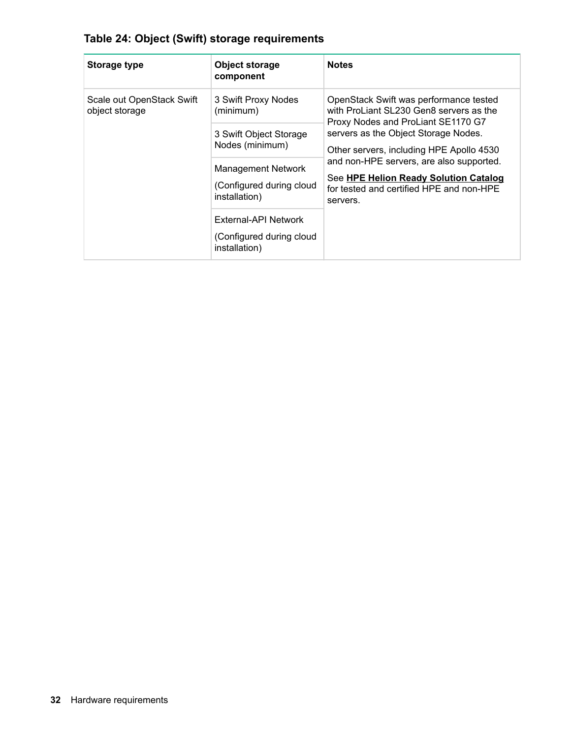**Table 24: Object (Swift) storage requirements**

| Storage type | Object storage component | Notes |
|---|---|---|
| Scale out OpenStack Swift object storage | 3 Swift Proxy Nodes (minimum) | OpenStack Swift was performance tested with ProLiant SL230 Gen8 servers as the Proxy Nodes and ProLiant SE1170 G7 servers as the Object Storage Nodes.<br><br>Other servers, including HPE Apollo 4530 and non-HPE servers, are also supported.<br><br>See **HPE Helion Ready Solution Catalog** for tested and certified HPE and non-HPE servers. |
| | 3 Swift Object Storage Nodes (minimum) | |
| | Management Network<br><br>(Configured during cloud installation) | |
| | External-API Network<br><br>(Configured during cloud installation) | |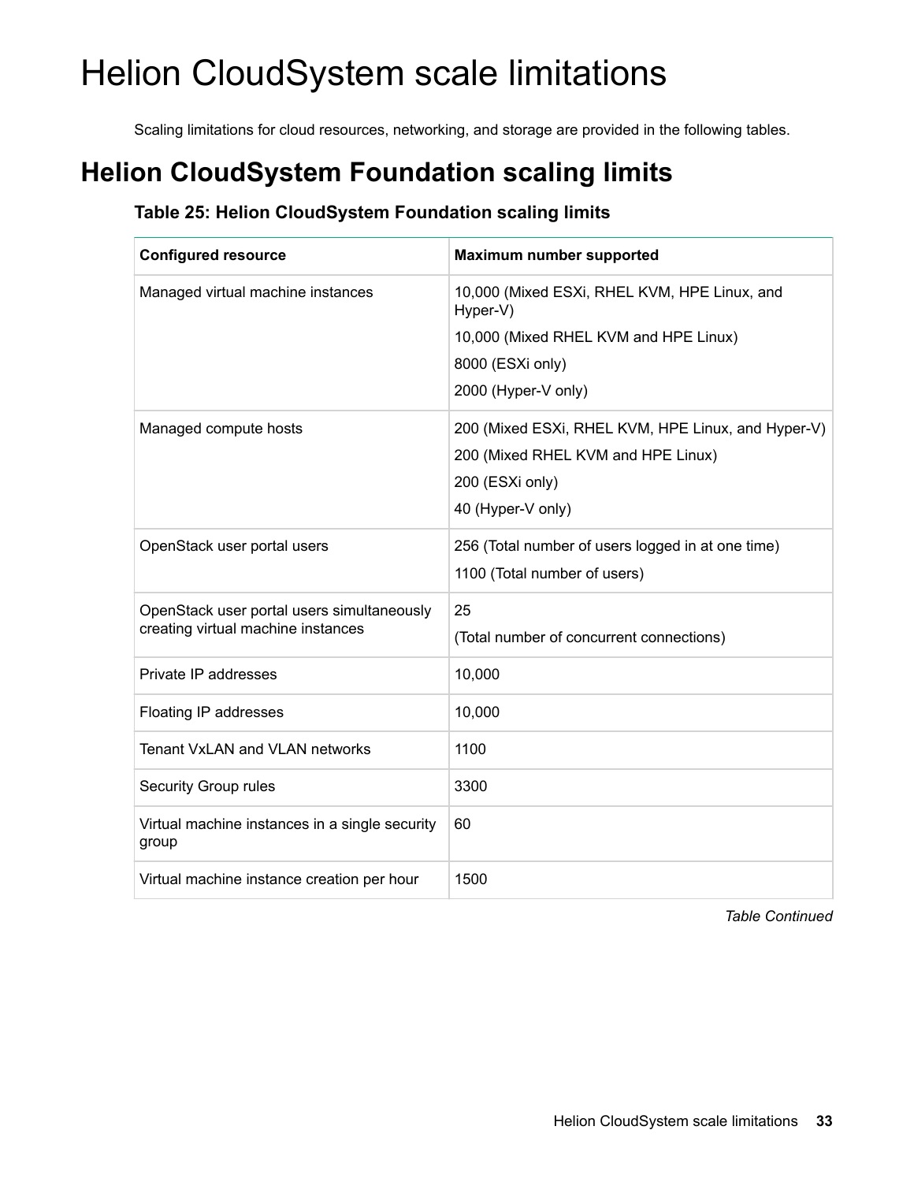# Helion CloudSystem scale limitations

Scaling limitations for cloud resources, networking, and storage are provided in the following tables.

## Helion CloudSystem Foundation scaling limits

### Table 25: Helion CloudSystem Foundation scaling limits

| Configured resource | Maximum number supported |
| --- | --- |
| Managed virtual machine instances | 10,000 (Mixed ESXi, RHEL KVM, HPE Linux, and Hyper-V)<br>10,000 (Mixed RHEL KVM and HPE Linux)<br>8000 (ESXi only)<br>2000 (Hyper-V only) |
| Managed compute hosts | 200 (Mixed ESXi, RHEL KVM, HPE Linux, and Hyper-V)<br>200 (Mixed RHEL KVM and HPE Linux)<br>200 (ESXi only)<br>40 (Hyper-V only) |
| OpenStack user portal users | 256 (Total number of users logged in at one time)<br>1100 (Total number of users) |
| OpenStack user portal users simultaneously creating virtual machine instances | 25<br>(Total number of concurrent connections) |
| Private IP addresses | 10,000 |
| Floating IP addresses | 10,000 |
| Tenant VxLAN and VLAN networks | 1100 |
| Security Group rules | 3300 |
| Virtual machine instances in a single security group | 60 |
| Virtual machine instance creation per hour | 1500 |

*Table Continued*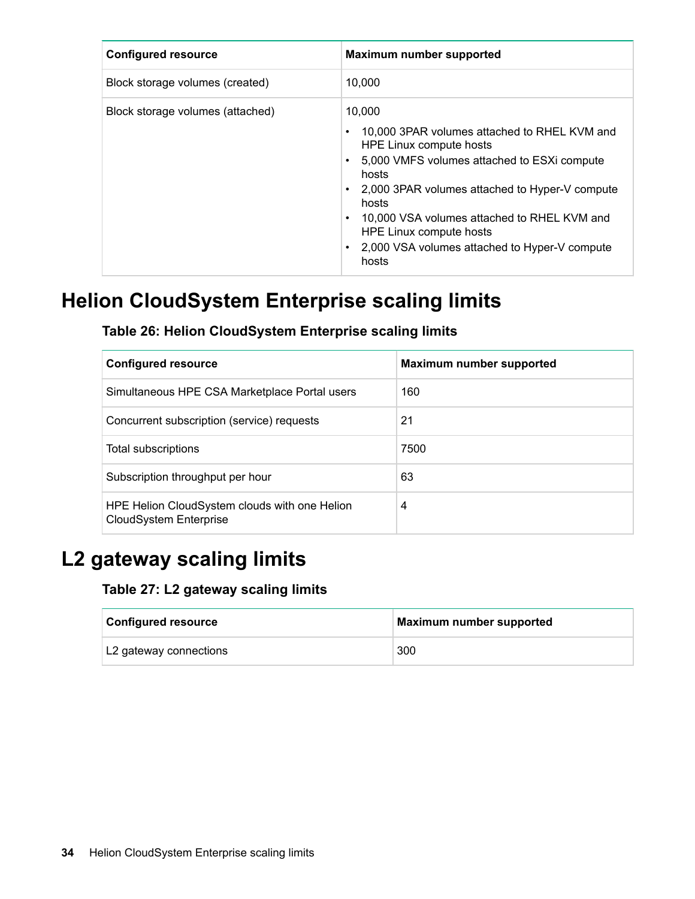| Configured resource | Maximum number supported |
| --- | --- |
| Block storage volumes (created) | 10,000 |
| Block storage volumes (attached) | 10,000<br>• 10,000 3PAR volumes attached to RHEL KVM and HPE Linux compute hosts<br>• 5,000 VMFS volumes attached to ESXi compute hosts<br>• 2,000 3PAR volumes attached to Hyper-V compute hosts<br>• 10,000 VSA volumes attached to RHEL KVM and HPE Linux compute hosts<br>• 2,000 VSA volumes attached to Hyper-V compute hosts |

# Helion CloudSystem Enterprise scaling limits

**Table 26: Helion CloudSystem Enterprise scaling limits**

| Configured resource | Maximum number supported |
| --- | --- |
| Simultaneous HPE CSA Marketplace Portal users | 160 |
| Concurrent subscription (service) requests | 21 |
| Total subscriptions | 7500 |
| Subscription throughput per hour | 63 |
| HPE Helion CloudSystem clouds with one Helion CloudSystem Enterprise | 4 |

# L2 gateway scaling limits

**Table 27: L2 gateway scaling limits**

| Configured resource | Maximum number supported |
| --- | --- |
| L2 gateway connections | 300 |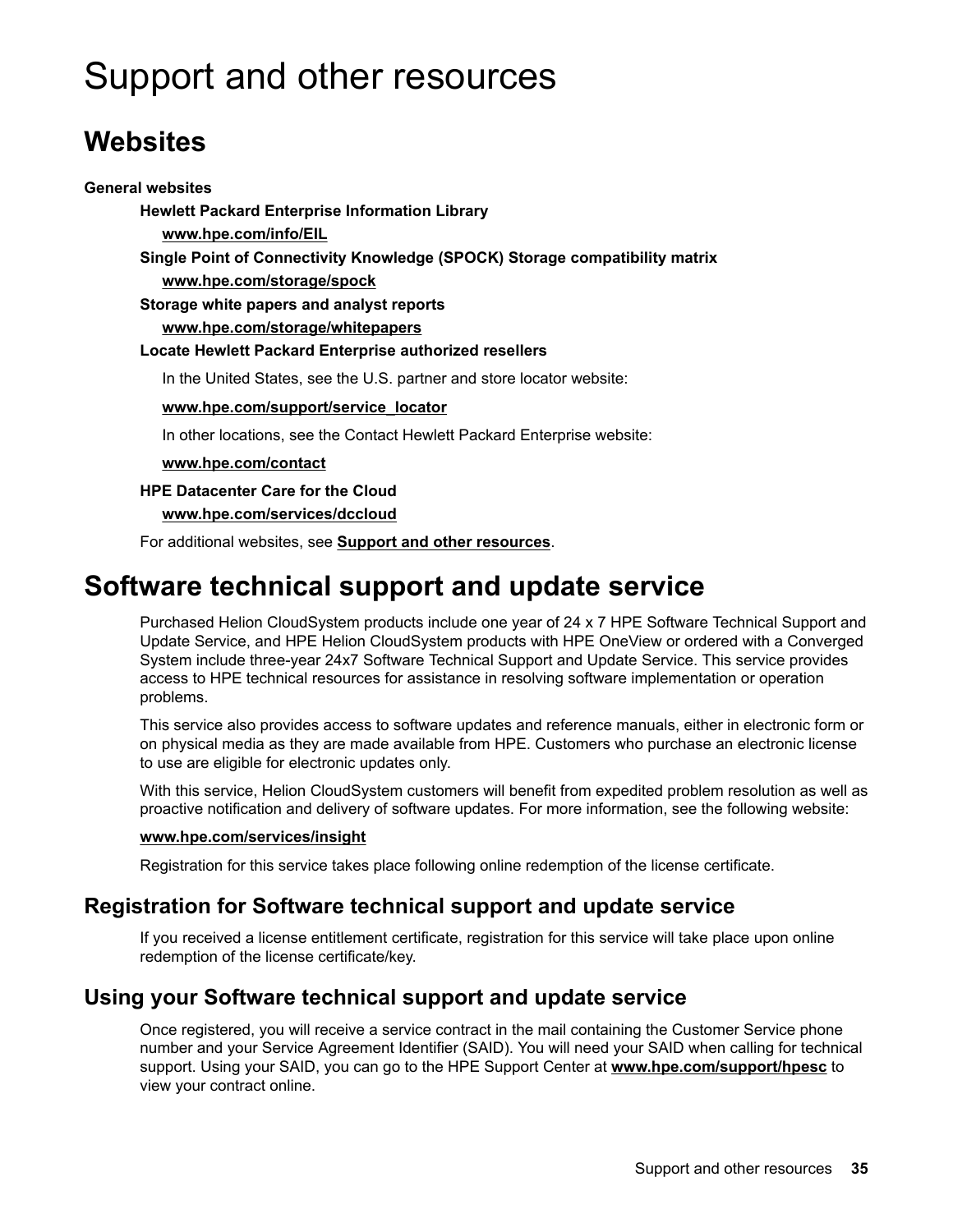# Support and other resources

## Websites

**General websites**

**Hewlett Packard Enterprise Information Library**

**www.hpe.com/info/EIL**

**Single Point of Connectivity Knowledge (SPOCK) Storage compatibility matrix**

**www.hpe.com/storage/spock**

**Storage white papers and analyst reports**

**www.hpe.com/storage/whitepapers**

**Locate Hewlett Packard Enterprise authorized resellers**

In the United States, see the U.S. partner and store locator website:

**www.hpe.com/support/service_locator**

In other locations, see the Contact Hewlett Packard Enterprise website:

**www.hpe.com/contact**

**HPE Datacenter Care for the Cloud**

**www.hpe.com/services/dccloud**

For additional websites, see **Support and other resources**.

## Software technical support and update service

Purchased Helion CloudSystem products include one year of 24 x 7 HPE Software Technical Support and Update Service, and HPE Helion CloudSystem products with HPE OneView or ordered with a Converged System include three-year 24x7 Software Technical Support and Update Service. This service provides access to HPE technical resources for assistance in resolving software implementation or operation problems.

This service also provides access to software updates and reference manuals, either in electronic form or on physical media as they are made available from HPE. Customers who purchase an electronic license to use are eligible for electronic updates only.

With this service, Helion CloudSystem customers will benefit from expedited problem resolution as well as proactive notification and delivery of software updates. For more information, see the following website:

**www.hpe.com/services/insight**

Registration for this service takes place following online redemption of the license certificate.

### Registration for Software technical support and update service

If you received a license entitlement certificate, registration for this service will take place upon online redemption of the license certificate/key.

### Using your Software technical support and update service

Once registered, you will receive a service contract in the mail containing the Customer Service phone number and your Service Agreement Identifier (SAID). You will need your SAID when calling for technical support. Using your SAID, you can go to the HPE Support Center at **www.hpe.com/support/hpesc** to view your contract online.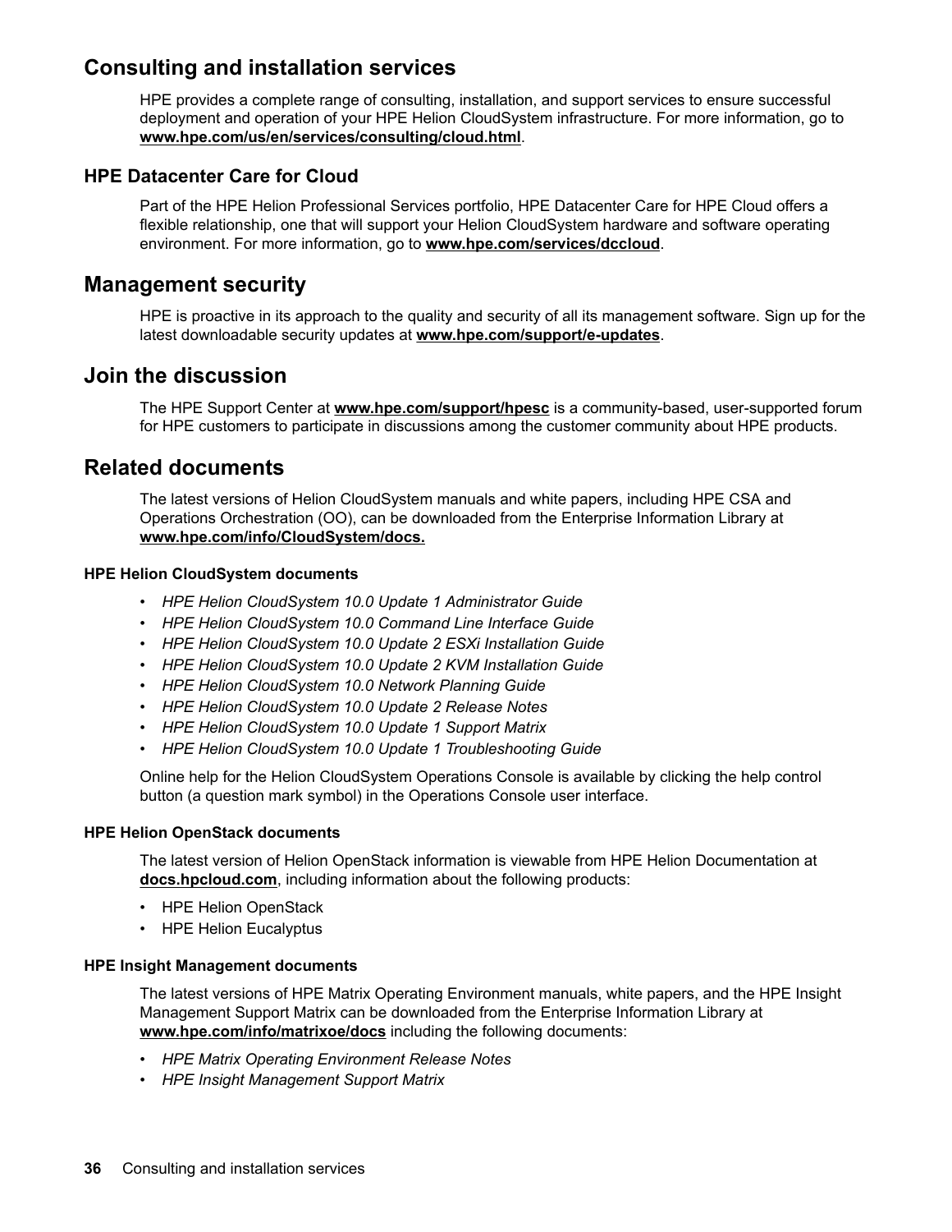## Consulting and installation services

HPE provides a complete range of consulting, installation, and support services to ensure successful deployment and operation of your HPE Helion CloudSystem infrastructure. For more information, go to **www.hpe.com/us/en/services/consulting/cloud.html**.

### HPE Datacenter Care for Cloud

Part of the HPE Helion Professional Services portfolio, HPE Datacenter Care for HPE Cloud offers a flexible relationship, one that will support your Helion CloudSystem hardware and software operating environment. For more information, go to **www.hpe.com/services/dccloud**.

## Management security

HPE is proactive in its approach to the quality and security of all its management software. Sign up for the latest downloadable security updates at **www.hpe.com/support/e-updates**.

## Join the discussion

The HPE Support Center at **www.hpe.com/support/hpesc** is a community-based, user-supported forum for HPE customers to participate in discussions among the customer community about HPE products.

## Related documents

The latest versions of Helion CloudSystem manuals and white papers, including HPE CSA and Operations Orchestration (OO), can be downloaded from the Enterprise Information Library at **www.hpe.com/info/CloudSystem/docs.**

#### HPE Helion CloudSystem documents

- *HPE Helion CloudSystem 10.0 Update 1 Administrator Guide*
- *HPE Helion CloudSystem 10.0 Command Line Interface Guide*
- *HPE Helion CloudSystem 10.0 Update 2 ESXi Installation Guide*
- *HPE Helion CloudSystem 10.0 Update 2 KVM Installation Guide*
- *HPE Helion CloudSystem 10.0 Network Planning Guide*
- *HPE Helion CloudSystem 10.0 Update 2 Release Notes*
- *HPE Helion CloudSystem 10.0 Update 1 Support Matrix*
- *HPE Helion CloudSystem 10.0 Update 1 Troubleshooting Guide*

Online help for the Helion CloudSystem Operations Console is available by clicking the help control button (a question mark symbol) in the Operations Console user interface.

#### HPE Helion OpenStack documents

The latest version of Helion OpenStack information is viewable from HPE Helion Documentation at **docs.hpcloud.com**, including information about the following products:

- HPE Helion OpenStack
- HPE Helion Eucalyptus

#### HPE Insight Management documents

The latest versions of HPE Matrix Operating Environment manuals, white papers, and the HPE Insight Management Support Matrix can be downloaded from the Enterprise Information Library at **www.hpe.com/info/matrixoe/docs** including the following documents:

- *HPE Matrix Operating Environment Release Notes*
- *HPE Insight Management Support Matrix*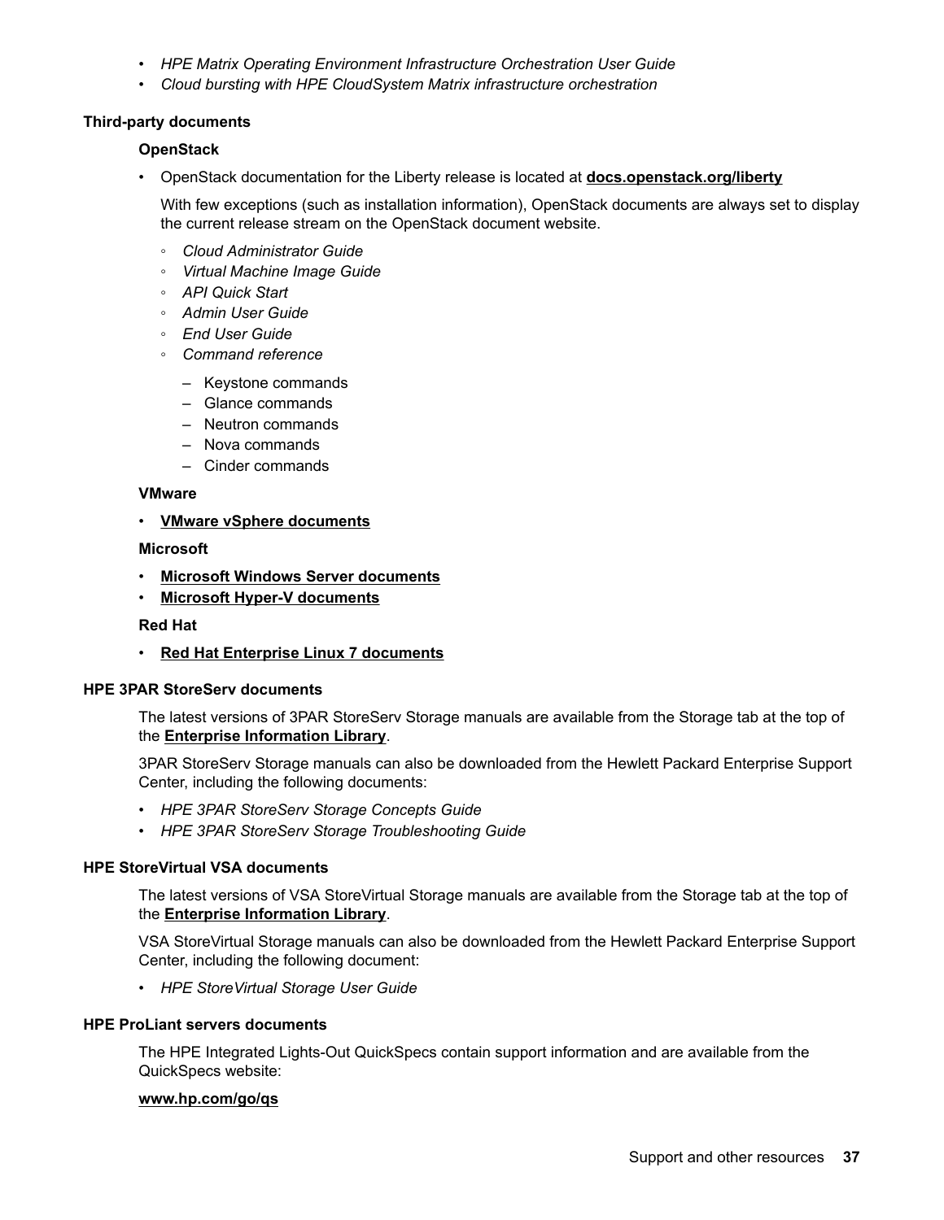- *HPE Matrix Operating Environment Infrastructure Orchestration User Guide*
- *Cloud bursting with HPE CloudSystem Matrix infrastructure orchestration*

### Third-party documents

#### OpenStack

- OpenStack documentation for the Liberty release is located at **docs.openstack.org/liberty**

  With few exceptions (such as installation information), OpenStack documents are always set to display the current release stream on the OpenStack document website.

  - *Cloud Administrator Guide*
  - *Virtual Machine Image Guide*
  - *API Quick Start*
  - *Admin User Guide*
  - *End User Guide*
  - *Command reference*
    - Keystone commands
    - Glance commands
    - Neutron commands
    - Nova commands
    - Cinder commands

#### VMware

- **VMware vSphere documents**

#### Microsoft

- **Microsoft Windows Server documents**
- **Microsoft Hyper-V documents**

#### Red Hat

- **Red Hat Enterprise Linux 7 documents**

### HPE 3PAR StoreServ documents

The latest versions of 3PAR StoreServ Storage manuals are available from the Storage tab at the top of the **Enterprise Information Library**.

3PAR StoreServ Storage manuals can also be downloaded from the Hewlett Packard Enterprise Support Center, including the following documents:

- *HPE 3PAR StoreServ Storage Concepts Guide*
- *HPE 3PAR StoreServ Storage Troubleshooting Guide*

### HPE StoreVirtual VSA documents

The latest versions of VSA StoreVirtual Storage manuals are available from the Storage tab at the top of the **Enterprise Information Library**.

VSA StoreVirtual Storage manuals can also be downloaded from the Hewlett Packard Enterprise Support Center, including the following document:

- *HPE StoreVirtual Storage User Guide*

### HPE ProLiant servers documents

The HPE Integrated Lights-Out QuickSpecs contain support information and are available from the QuickSpecs website:

**www.hp.com/go/qs**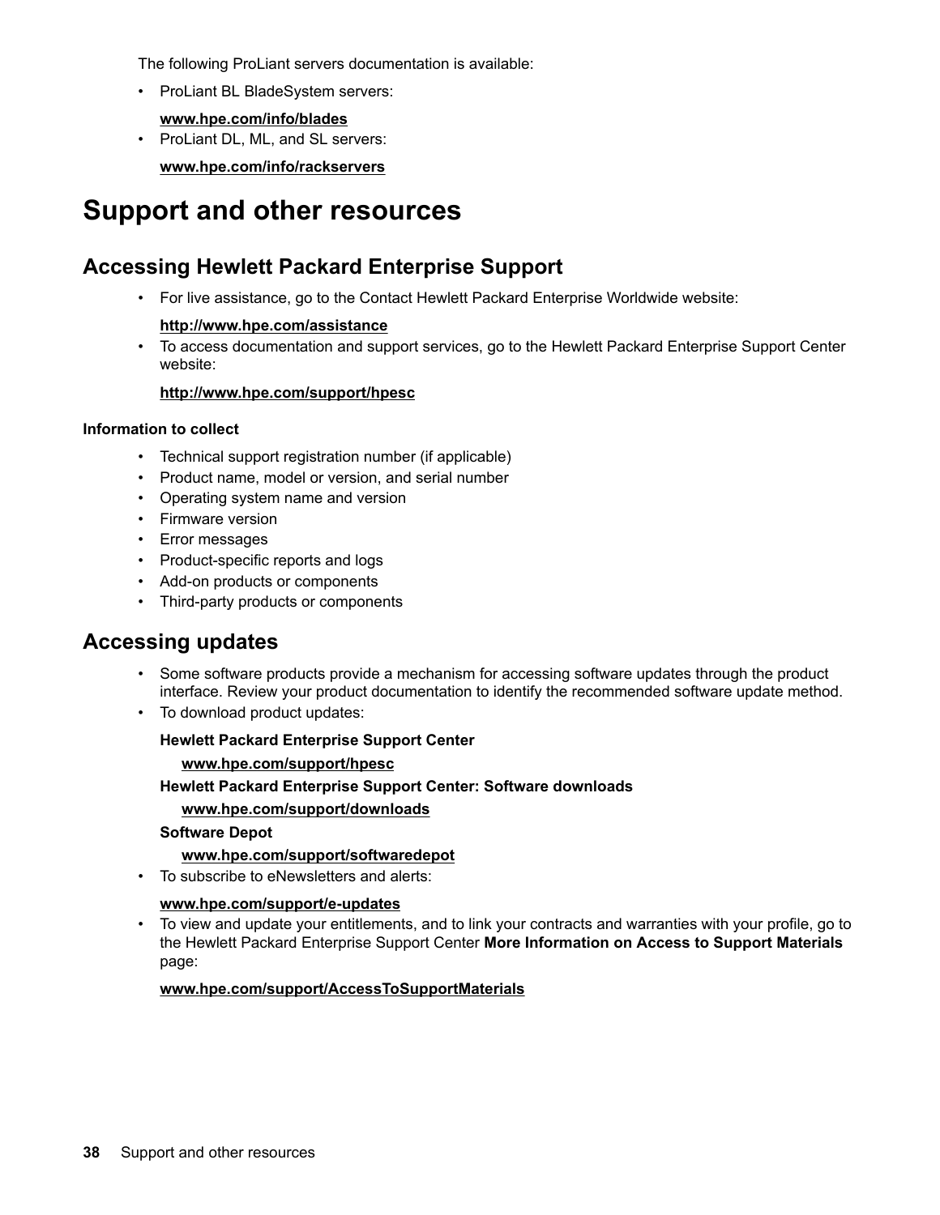The following ProLiant servers documentation is available:

- ProLiant BL BladeSystem servers:

  **www.hpe.com/info/blades**
- ProLiant DL, ML, and SL servers:

  **www.hpe.com/info/rackservers**

# Support and other resources

## Accessing Hewlett Packard Enterprise Support

- For live assistance, go to the Contact Hewlett Packard Enterprise Worldwide website:

  **http://www.hpe.com/assistance**
- To access documentation and support services, go to the Hewlett Packard Enterprise Support Center website:

  **http://www.hpe.com/support/hpesc**

**Information to collect**

- Technical support registration number (if applicable)
- Product name, model or version, and serial number
- Operating system name and version
- Firmware version
- Error messages
- Product-specific reports and logs
- Add-on products or components
- Third-party products or components

## Accessing updates

- Some software products provide a mechanism for accessing software updates through the product interface. Review your product documentation to identify the recommended software update method.
- To download product updates:

  **Hewlett Packard Enterprise Support Center**

  **www.hpe.com/support/hpesc**

  **Hewlett Packard Enterprise Support Center: Software downloads**

  **www.hpe.com/support/downloads**

  **Software Depot**

  **www.hpe.com/support/softwaredepot**
- To subscribe to eNewsletters and alerts:

  **www.hpe.com/support/e-updates**
- To view and update your entitlements, and to link your contracts and warranties with your profile, go to the Hewlett Packard Enterprise Support Center **More Information on Access to Support Materials** page:

  **www.hpe.com/support/AccessToSupportMaterials**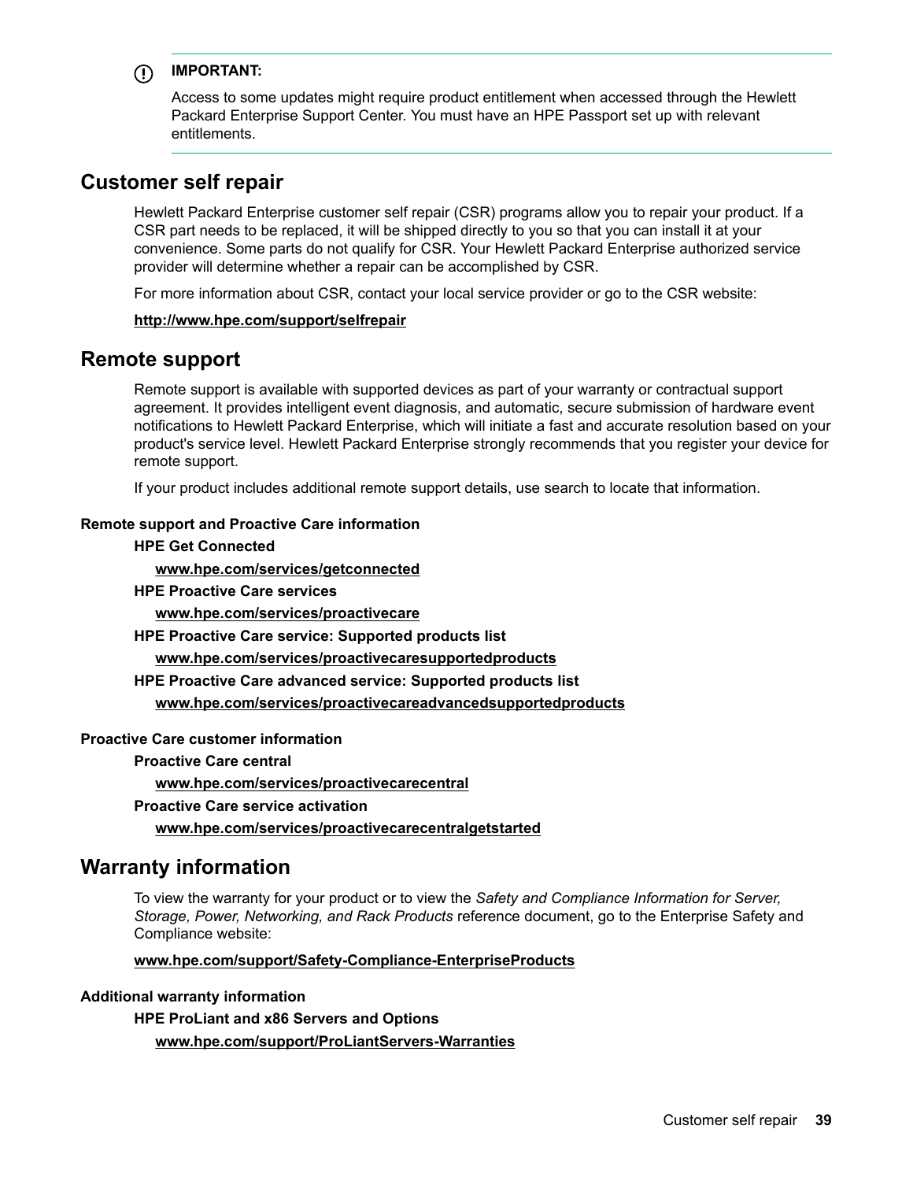> **IMPORTANT:**
>
> Access to some updates might require product entitlement when accessed through the Hewlett Packard Enterprise Support Center. You must have an HPE Passport set up with relevant entitlements.

## Customer self repair

Hewlett Packard Enterprise customer self repair (CSR) programs allow you to repair your product. If a CSR part needs to be replaced, it will be shipped directly to you so that you can install it at your convenience. Some parts do not qualify for CSR. Your Hewlett Packard Enterprise authorized service provider will determine whether a repair can be accomplished by CSR.

For more information about CSR, contact your local service provider or go to the CSR website:

**http://www.hpe.com/support/selfrepair**

## Remote support

Remote support is available with supported devices as part of your warranty or contractual support agreement. It provides intelligent event diagnosis, and automatic, secure submission of hardware event notifications to Hewlett Packard Enterprise, which will initiate a fast and accurate resolution based on your product's service level. Hewlett Packard Enterprise strongly recommends that you register your device for remote support.

If your product includes additional remote support details, use search to locate that information.

**Remote support and Proactive Care information**

**HPE Get Connected**

**www.hpe.com/services/getconnected**

**HPE Proactive Care services**

**www.hpe.com/services/proactivecare**

**HPE Proactive Care service: Supported products list**

**www.hpe.com/services/proactivecaresupportedproducts**

**HPE Proactive Care advanced service: Supported products list**

**www.hpe.com/services/proactivecareadvancedsupportedproducts**

**Proactive Care customer information**

**Proactive Care central**

**www.hpe.com/services/proactivecarecentral**

**Proactive Care service activation**

**www.hpe.com/services/proactivecarecentralgetstarted**

## Warranty information

To view the warranty for your product or to view the *Safety and Compliance Information for Server, Storage, Power, Networking, and Rack Products* reference document, go to the Enterprise Safety and Compliance website:

**www.hpe.com/support/Safety-Compliance-EnterpriseProducts**

**Additional warranty information**

**HPE ProLiant and x86 Servers and Options**

**www.hpe.com/support/ProLiantServers-Warranties**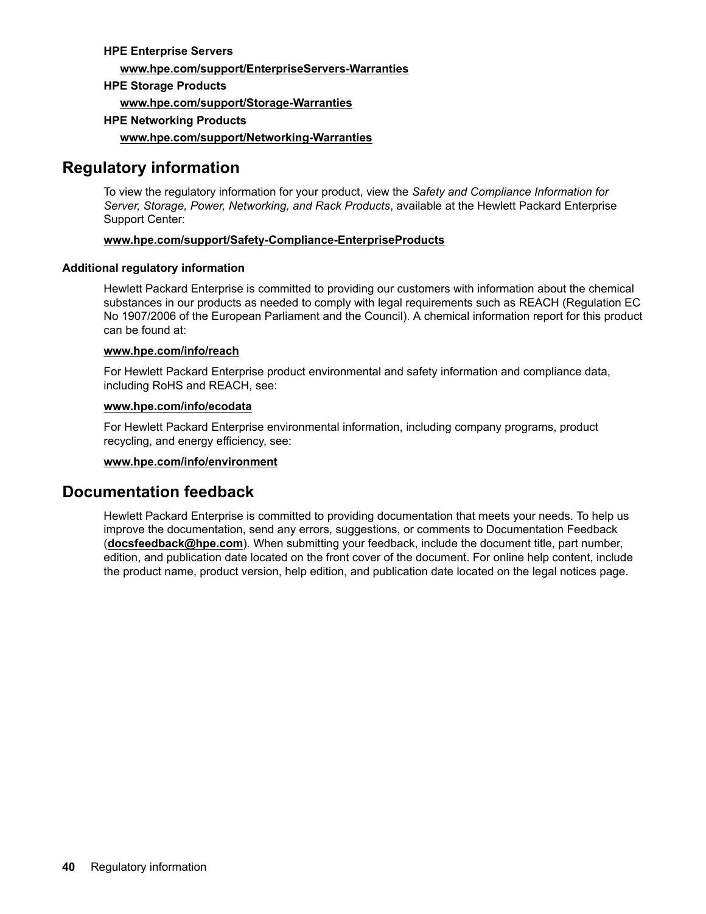**HPE Enterprise Servers**

**www.hpe.com/support/EnterpriseServers-Warranties**

**HPE Storage Products**

**www.hpe.com/support/Storage-Warranties**

**HPE Networking Products**

**www.hpe.com/support/Networking-Warranties**

## Regulatory information

To view the regulatory information for your product, view the *Safety and Compliance Information for Server, Storage, Power, Networking, and Rack Products*, available at the Hewlett Packard Enterprise Support Center:

**www.hpe.com/support/Safety-Compliance-EnterpriseProducts**

### Additional regulatory information

Hewlett Packard Enterprise is committed to providing our customers with information about the chemical substances in our products as needed to comply with legal requirements such as REACH (Regulation EC No 1907/2006 of the European Parliament and the Council). A chemical information report for this product can be found at:

**www.hpe.com/info/reach**

For Hewlett Packard Enterprise product environmental and safety information and compliance data, including RoHS and REACH, see:

**www.hpe.com/info/ecodata**

For Hewlett Packard Enterprise environmental information, including company programs, product recycling, and energy efficiency, see:

**www.hpe.com/info/environment**

## Documentation feedback

Hewlett Packard Enterprise is committed to providing documentation that meets your needs. To help us improve the documentation, send any errors, suggestions, or comments to Documentation Feedback (**docsfeedback@hpe.com**). When submitting your feedback, include the document title, part number, edition, and publication date located on the front cover of the document. For online help content, include the product name, product version, help edition, and publication date located on the legal notices page.